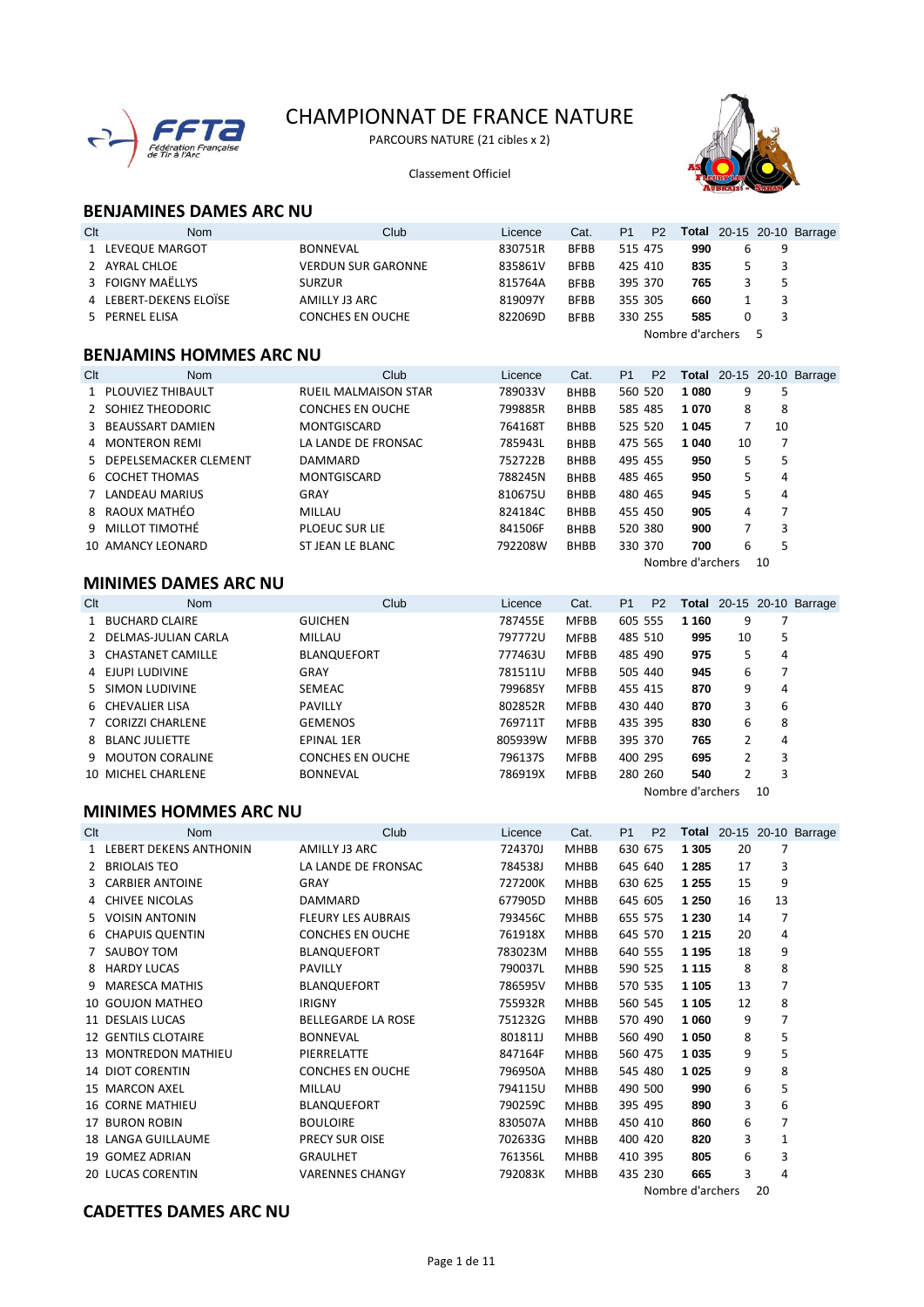# CHAMPIONNAT DE FRANCE NATURE

PARCOURS NATURE (21 cibles x 2)

Classement Officiel

## BENJAMINES DAMES ARC NU

| Clt | Nom | Club | Licence | Cat. | P1 | P2 | Total | 20-15 | 20-10 | Barrage |
|---|---|---|---|---|---|---|---|---|---|---|
| 1 | LEVEQUE MARGOT | BONNEVAL | 830751R | BFBB | 515 | 475 | **990** | 6 | 9 | |
| 2 | AYRAL CHLOE | VERDUN SUR GARONNE | 835861V | BFBB | 425 | 410 | **835** | 5 | 3 | |
| 3 | FOIGNY MAËLLYS | SURZUR | 815764A | BFBB | 395 | 370 | **765** | 3 | 5 | |
| 4 | LEBERT-DEKENS ELOÏSE | AMILLY J3 ARC | 819097Y | BFBB | 355 | 305 | **660** | 1 | 3 | |
| 5 | PERNEL ELISA | CONCHES EN OUCHE | 822069D | BFBB | 330 | 255 | **585** | 0 | 3 | |

Nombre d'archers 5

## BENJAMINS HOMMES ARC NU

| Clt | Nom | Club | Licence | Cat. | P1 | P2 | Total | 20-15 | 20-10 | Barrage |
|---|---|---|---|---|---|---|---|---|---|---|
| 1 | PLOUVIEZ THIBAULT | RUEIL MALMAISON STAR | 789033V | BHBB | 560 | 520 | **1 080** | 9 | 5 | |
| 2 | SOHIEZ THEODORIC | CONCHES EN OUCHE | 799885R | BHBB | 585 | 485 | **1 070** | 8 | 8 | |
| 3 | BEAUSSART DAMIEN | MONTGISCARD | 764168T | BHBB | 525 | 520 | **1 045** | 7 | 10 | |
| 4 | MONTERON REMI | LA LANDE DE FRONSAC | 785943L | BHBB | 475 | 565 | **1 040** | 10 | 7 | |
| 5 | DEPELSEMACKER CLEMENT | DAMMARD | 752722B | BHBB | 495 | 455 | **950** | 5 | 5 | |
| 6 | COCHET THOMAS | MONTGISCARD | 788245N | BHBB | 485 | 465 | **950** | 5 | 4 | |
| 7 | LANDEAU MARIUS | GRAY | 810675U | BHBB | 480 | 465 | **945** | 5 | 4 | |
| 8 | RAOUX MATHÉO | MILLAU | 824184C | BHBB | 455 | 450 | **905** | 4 | 7 | |
| 9 | MILLOT TIMOTHÉ | PLOEUC SUR LIE | 841506F | BHBB | 520 | 380 | **900** | 7 | 3 | |
| 10 | AMANCY LEONARD | ST JEAN LE BLANC | 792208W | BHBB | 330 | 370 | **700** | 6 | 5 | |

Nombre d'archers 10

## MINIMES DAMES ARC NU

| Clt | Nom | Club | Licence | Cat. | P1 | P2 | Total | 20-15 | 20-10 | Barrage |
|---|---|---|---|---|---|---|---|---|---|---|
| 1 | BUCHARD CLAIRE | GUICHEN | 787455E | MFBB | 605 | 555 | **1 160** | 9 | 7 | |
| 2 | DELMAS-JULIAN CARLA | MILLAU | 797772U | MFBB | 485 | 510 | **995** | 10 | 5 | |
| 3 | CHASTANET CAMILLE | BLANQUEFORT | 777463U | MFBB | 485 | 490 | **975** | 5 | 4 | |
| 4 | EJUPI LUDIVINE | GRAY | 781511U | MFBB | 505 | 440 | **945** | 6 | 7 | |
| 5 | SIMON LUDIVINE | SEMEAC | 799685Y | MFBB | 455 | 415 | **870** | 9 | 4 | |
| 6 | CHEVALIER LISA | PAVILLY | 802852R | MFBB | 430 | 440 | **870** | 3 | 6 | |
| 7 | CORIZZI CHARLENE | GEMENOS | 769711T | MFBB | 435 | 395 | **830** | 6 | 8 | |
| 8 | BLANC JULIETTE | EPINAL 1ER | 805939W | MFBB | 395 | 370 | **765** | 2 | 4 | |
| 9 | MOUTON CORALINE | CONCHES EN OUCHE | 796137S | MFBB | 400 | 295 | **695** | 2 | 3 | |
| 10 | MICHEL CHARLENE | BONNEVAL | 786919X | MFBB | 280 | 260 | **540** | 2 | 3 | |

Nombre d'archers 10

## MINIMES HOMMES ARC NU

| Clt | Nom | Club | Licence | Cat. | P1 | P2 | Total | 20-15 | 20-10 | Barrage |
|---|---|---|---|---|---|---|---|---|---|---|
| 1 | LEBERT DEKENS ANTHONIN | AMILLY J3 ARC | 724370J | MHBB | 630 | 675 | **1 305** | 20 | 7 | |
| 2 | BRIOLAIS TEO | LA LANDE DE FRONSAC | 784538J | MHBB | 645 | 640 | **1 285** | 17 | 3 | |
| 3 | CARBIER ANTOINE | GRAY | 727200K | MHBB | 630 | 625 | **1 255** | 15 | 9 | |
| 4 | CHIVEE NICOLAS | DAMMARD | 677905D | MHBB | 645 | 605 | **1 250** | 16 | 13 | |
| 5 | VOISIN ANTONIN | FLEURY LES AUBRAIS | 793456C | MHBB | 655 | 575 | **1 230** | 14 | 7 | |
| 6 | CHAPUIS QUENTIN | CONCHES EN OUCHE | 761918X | MHBB | 645 | 570 | **1 215** | 20 | 4 | |
| 7 | SAUBOY TOM | BLANQUEFORT | 783023M | MHBB | 640 | 555 | **1 195** | 18 | 9 | |
| 8 | HARDY LUCAS | PAVILLY | 790037L | MHBB | 590 | 525 | **1 115** | 8 | 8 | |
| 9 | MARESCA MATHIS | BLANQUEFORT | 786595V | MHBB | 570 | 535 | **1 105** | 13 | 7 | |
| 10 | GOUJON MATHEO | IRIGNY | 755932R | MHBB | 560 | 545 | **1 105** | 12 | 8 | |
| 11 | DESLAIS LUCAS | BELLEGARDE LA ROSE | 751232G | MHBB | 570 | 490 | **1 060** | 9 | 7 | |
| 12 | GENTILS CLOTAIRE | BONNEVAL | 801811J | MHBB | 560 | 490 | **1 050** | 8 | 5 | |
| 13 | MONTREDON MATHIEU | PIERRELATTE | 847164F | MHBB | 560 | 475 | **1 035** | 9 | 5 | |
| 14 | DIOT CORENTIN | CONCHES EN OUCHE | 796950A | MHBB | 545 | 480 | **1 025** | 9 | 8 | |
| 15 | MARCON AXEL | MILLAU | 794115U | MHBB | 490 | 500 | **990** | 6 | 5 | |
| 16 | CORNE MATHIEU | BLANQUEFORT | 790259C | MHBB | 395 | 495 | **890** | 3 | 6 | |
| 17 | BURON ROBIN | BOULOIRE | 830507A | MHBB | 450 | 410 | **860** | 6 | 7 | |
| 18 | LANGA GUILLAUME | PRECY SUR OISE | 702633G | MHBB | 400 | 420 | **820** | 3 | 1 | |
| 19 | GOMEZ ADRIAN | GRAULHET | 761356L | MHBB | 410 | 395 | **805** | 6 | 3 | |
| 20 | LUCAS CORENTIN | VARENNES CHANGY | 792083K | MHBB | 435 | 230 | **665** | 3 | 4 | |

Nombre d'archers 20

## CADETTES DAMES ARC NU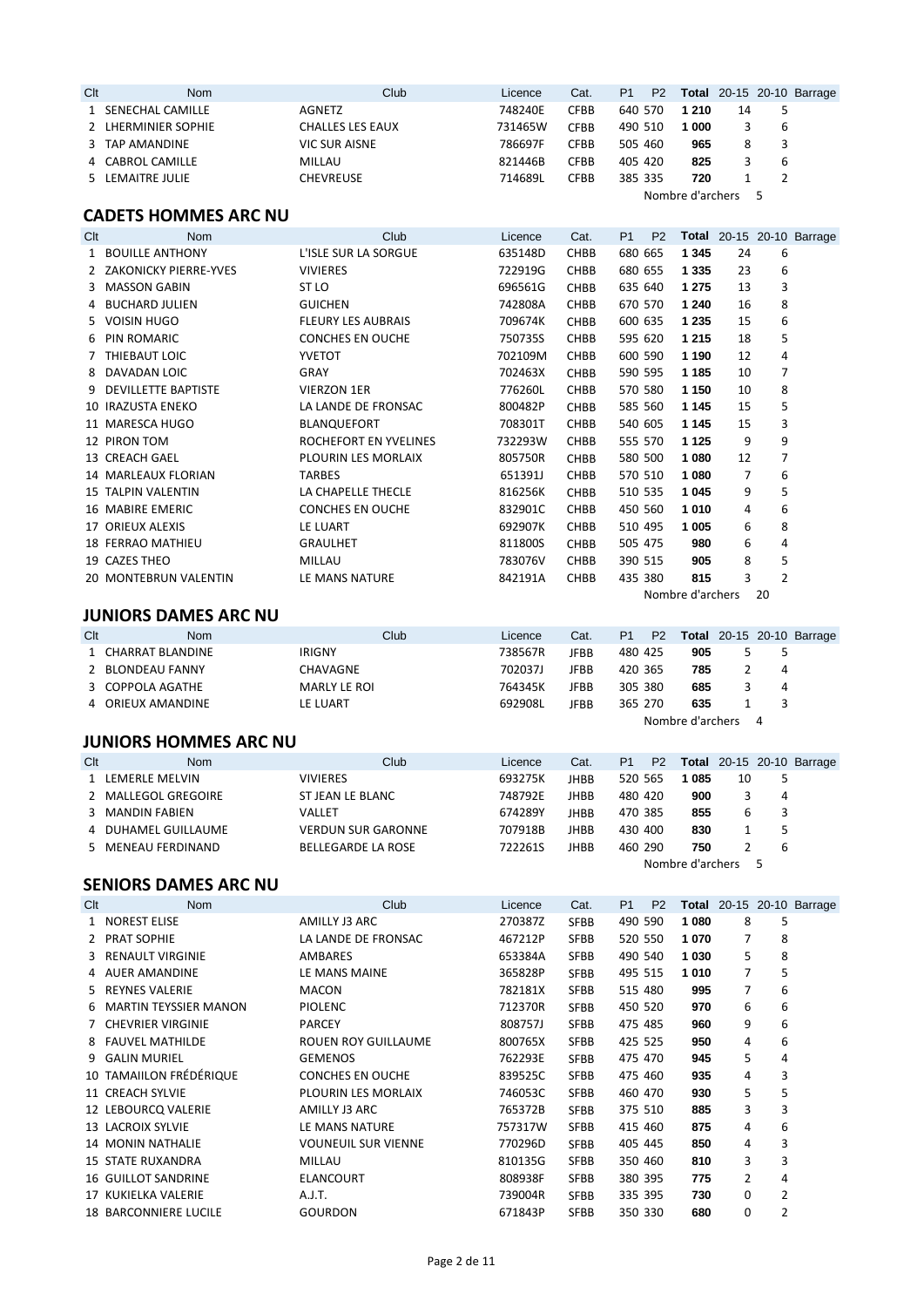| Clt | Nom | Club | Licence | Cat. | P1 | P2 | Total | 20-15 | 20-10 | Barrage |
|---|---|---|---|---|---|---|---|---|---|---|
| 1 | SENECHAL CAMILLE | AGNETZ | 748240E | CFBB | 640 | 570 | 1 210 | 14 | 5 | |
| 2 | LHERMINIER SOPHIE | CHALLES LES EAUX | 731465W | CFBB | 490 | 510 | 1 000 | 3 | 6 | |
| 3 | TAP AMANDINE | VIC SUR AISNE | 786697F | CFBB | 505 | 460 | 965 | 8 | 3 | |
| 4 | CABROL CAMILLE | MILLAU | 821446B | CFBB | 405 | 420 | 825 | 3 | 6 | |
| 5 | LEMAITRE JULIE | CHEVREUSE | 714689L | CFBB | 385 | 335 | 720 | 1 | 2 | |

Nombre d'archers 5

## CADETS HOMMES ARC NU

| Clt | Nom | Club | Licence | Cat. | P1 | P2 | Total | 20-15 | 20-10 | Barrage |
|---|---|---|---|---|---|---|---|---|---|---|
| 1 | BOUILLE ANTHONY | L'ISLE SUR LA SORGUE | 635148D | CHBB | 680 | 665 | 1 345 | 24 | 6 | |
| 2 | ZAKONICKY PIERRE-YVES | VIVIERES | 722919G | CHBB | 680 | 655 | 1 335 | 23 | 6 | |
| 3 | MASSON GABIN | ST LO | 696561G | CHBB | 635 | 640 | 1 275 | 13 | 3 | |
| 4 | BUCHARD JULIEN | GUICHEN | 742808A | CHBB | 670 | 570 | 1 240 | 16 | 8 | |
| 5 | VOISIN HUGO | FLEURY LES AUBRAIS | 709674K | CHBB | 600 | 635 | 1 235 | 15 | 6 | |
| 6 | PIN ROMARIC | CONCHES EN OUCHE | 750735S | CHBB | 595 | 620 | 1 215 | 18 | 5 | |
| 7 | THIEBAUT LOIC | YVETOT | 702109M | CHBB | 600 | 590 | 1 190 | 12 | 4 | |
| 8 | DAVADAN LOIC | GRAY | 702463X | CHBB | 590 | 595 | 1 185 | 10 | 7 | |
| 9 | DEVILLETTE BAPTISTE | VIERZON 1ER | 776260L | CHBB | 570 | 580 | 1 150 | 10 | 8 | |
| 10 | IRAZUSTA ENEKO | LA LANDE DE FRONSAC | 800482P | CHBB | 585 | 560 | 1 145 | 15 | 5 | |
| 11 | MARESCA HUGO | BLANQUEFORT | 708301T | CHBB | 540 | 605 | 1 145 | 15 | 3 | |
| 12 | PIRON TOM | ROCHEFORT EN YVELINES | 732293W | CHBB | 555 | 570 | 1 125 | 9 | 9 | |
| 13 | CREACH GAEL | PLOURIN LES MORLAIX | 805750R | CHBB | 580 | 500 | 1 080 | 12 | 7 | |
| 14 | MARLEAUX FLORIAN | TARBES | 651391J | CHBB | 570 | 510 | 1 080 | 7 | 6 | |
| 15 | TALPIN VALENTIN | LA CHAPELLE THECLE | 816256K | CHBB | 510 | 535 | 1 045 | 9 | 5 | |
| 16 | MABIRE EMERIC | CONCHES EN OUCHE | 832901C | CHBB | 450 | 560 | 1 010 | 4 | 6 | |
| 17 | ORIEUX ALEXIS | LE LUART | 692907K | CHBB | 510 | 495 | 1 005 | 6 | 8 | |
| 18 | FERRAO MATHIEU | GRAULHET | 811800S | CHBB | 505 | 475 | 980 | 6 | 4 | |
| 19 | CAZES THEO | MILLAU | 783076V | CHBB | 390 | 515 | 905 | 8 | 5 | |
| 20 | MONTEBRUN VALENTIN | LE MANS NATURE | 842191A | CHBB | 435 | 380 | 815 | 3 | 2 | |

Nombre d'archers 20

## JUNIORS DAMES ARC NU

| Clt | Nom | Club | Licence | Cat. | P1 | P2 | Total | 20-15 | 20-10 | Barrage |
|---|---|---|---|---|---|---|---|---|---|---|
| 1 | CHARRAT BLANDINE | IRIGNY | 738567R | JFBB | 480 | 425 | 905 | 5 | 5 | |
| 2 | BLONDEAU FANNY | CHAVAGNE | 702037J | JFBB | 420 | 365 | 785 | 2 | 4 | |
| 3 | COPPOLA AGATHE | MARLY LE ROI | 764345K | JFBB | 305 | 380 | 685 | 3 | 4 | |
| 4 | ORIEUX AMANDINE | LE LUART | 692908L | JFBB | 365 | 270 | 635 | 1 | 3 | |

Nombre d'archers 4

## JUNIORS HOMMES ARC NU

| Clt | Nom | Club | Licence | Cat. | P1 | P2 | Total | 20-15 | 20-10 | Barrage |
|---|---|---|---|---|---|---|---|---|---|---|
| 1 | LEMERLE MELVIN | VIVIERES | 693275K | JHBB | 520 | 565 | 1 085 | 10 | 5 | |
| 2 | MALLEGOL GREGOIRE | ST JEAN LE BLANC | 748792E | JHBB | 480 | 420 | 900 | 3 | 4 | |
| 3 | MANDIN FABIEN | VALLET | 674289Y | JHBB | 470 | 385 | 855 | 6 | 3 | |
| 4 | DUHAMEL GUILLAUME | VERDUN SUR GARONNE | 707918B | JHBB | 430 | 400 | 830 | 1 | 5 | |
| 5 | MENEAU FERDINAND | BELLEGARDE LA ROSE | 722261S | JHBB | 460 | 290 | 750 | 2 | 6 | |

Nombre d'archers 5

## SENIORS DAMES ARC NU

| Clt | Nom | Club | Licence | Cat. | P1 | P2 | Total | 20-15 | 20-10 | Barrage |
|---|---|---|---|---|---|---|---|---|---|---|
| 1 | NOREST ELISE | AMILLY J3 ARC | 270387Z | SFBB | 490 | 590 | 1 080 | 8 | 5 | |
| 2 | PRAT SOPHIE | LA LANDE DE FRONSAC | 467212P | SFBB | 520 | 550 | 1 070 | 7 | 8 | |
| 3 | RENAULT VIRGINIE | AMBARES | 653384A | SFBB | 490 | 540 | 1 030 | 5 | 8 | |
| 4 | AUER AMANDINE | LE MANS MAINE | 365828P | SFBB | 495 | 515 | 1 010 | 7 | 5 | |
| 5 | REYNES VALERIE | MACON | 782181X | SFBB | 515 | 480 | 995 | 7 | 6 | |
| 6 | MARTIN TEYSSIER MANON | PIOLENC | 712370R | SFBB | 450 | 520 | 970 | 6 | 6 | |
| 7 | CHEVRIER VIRGINIE | PARCEY | 808757J | SFBB | 475 | 485 | 960 | 9 | 6 | |
| 8 | FAUVEL MATHILDE | ROUEN ROY GUILLAUME | 800765X | SFBB | 425 | 525 | 950 | 4 | 6 | |
| 9 | GALIN MURIEL | GEMENOS | 762293E | SFBB | 475 | 470 | 945 | 5 | 4 | |
| 10 | TAMAIILON FRÉDÉRIQUE | CONCHES EN OUCHE | 839525C | SFBB | 475 | 460 | 935 | 4 | 3 | |
| 11 | CREACH SYLVIE | PLOURIN LES MORLAIX | 746053C | SFBB | 460 | 470 | 930 | 5 | 5 | |
| 12 | LEBOURCQ VALERIE | AMILLY J3 ARC | 765372B | SFBB | 375 | 510 | 885 | 3 | 3 | |
| 13 | LACROIX SYLVIE | LE MANS NATURE | 757317W | SFBB | 415 | 460 | 875 | 4 | 6 | |
| 14 | MONIN NATHALIE | VOUNEUIL SUR VIENNE | 770296D | SFBB | 405 | 445 | 850 | 4 | 3 | |
| 15 | STATE RUXANDRA | MILLAU | 810135G | SFBB | 350 | 460 | 810 | 3 | 3 | |
| 16 | GUILLOT SANDRINE | ELANCOURT | 808938F | SFBB | 380 | 395 | 775 | 2 | 4 | |
| 17 | KUKIELKA VALERIE | A.J.T. | 739004R | SFBB | 335 | 395 | 730 | 0 | 2 | |
| 18 | BARCONNIERE LUCILE | GOURDON | 671843P | SFBB | 350 | 330 | 680 | 0 | 2 | |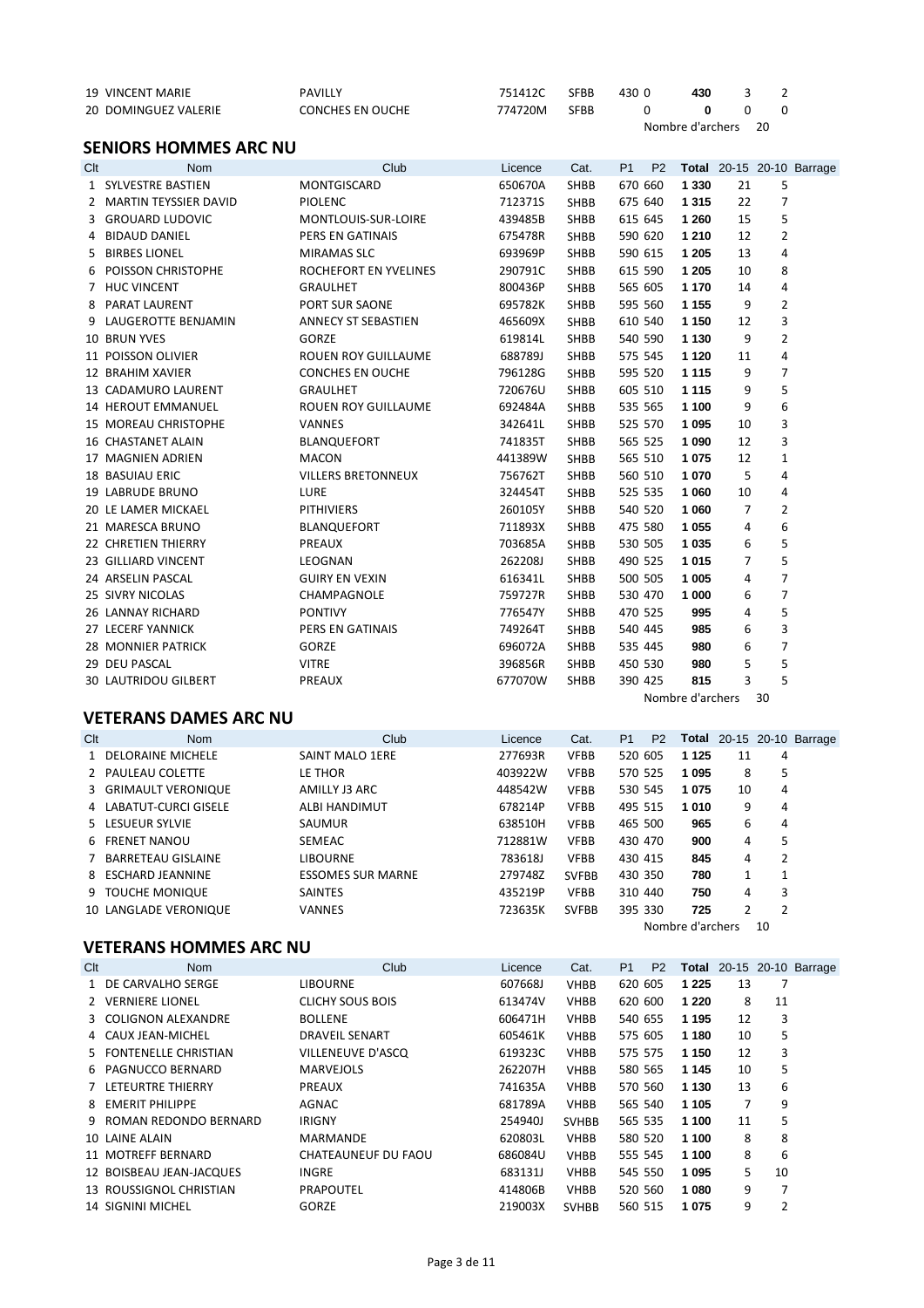| Clt | Nom | Club | Licence | Cat. | P1 | P2 | Total | 20-15 | 20-10 | Barrage |
|---|---|---|---|---|---|---|---|---|---|---|
| 19 | VINCENT MARIE | PAVILLY | 751412C | SFBB | 430 | 0 | **430** | 3 | 2 | |
| 20 | DOMINGUEZ VALERIE | CONCHES EN OUCHE | 774720M | SFBB | | 0 | **0** | 0 | 0 | |

Nombre d'archers 20

## SENIORS HOMMES ARC NU

| Clt | Nom | Club | Licence | Cat. | P1 | P2 | Total | 20-15 | 20-10 | Barrage |
|---|---|---|---|---|---|---|---|---|---|---|
| 1 | SYLVESTRE BASTIEN | MONTGISCARD | 650670A | SHBB | 670 | 660 | **1 330** | 21 | 5 | |
| 2 | MARTIN TEYSSIER DAVID | PIOLENC | 712371S | SHBB | 675 | 640 | **1 315** | 22 | 7 | |
| 3 | GROUARD LUDOVIC | MONTLOUIS-SUR-LOIRE | 439485B | SHBB | 615 | 645 | **1 260** | 15 | 5 | |
| 4 | BIDAUD DANIEL | PERS EN GATINAIS | 675478R | SHBB | 590 | 620 | **1 210** | 12 | 2 | |
| 5 | BIRBES LIONEL | MIRAMAS SLC | 693969P | SHBB | 590 | 615 | **1 205** | 13 | 4 | |
| 6 | POISSON CHRISTOPHE | ROCHEFORT EN YVELINES | 290791C | SHBB | 615 | 590 | **1 205** | 10 | 8 | |
| 7 | HUC VINCENT | GRAULHET | 800436P | SHBB | 565 | 605 | **1 170** | 14 | 4 | |
| 8 | PARAT LAURENT | PORT SUR SAONE | 695782K | SHBB | 595 | 560 | **1 155** | 9 | 2 | |
| 9 | LAUGEROTTE BENJAMIN | ANNECY ST SEBASTIEN | 465609X | SHBB | 610 | 540 | **1 150** | 12 | 3 | |
| 10 | BRUN YVES | GORZE | 619814L | SHBB | 540 | 590 | **1 130** | 9 | 2 | |
| 11 | POISSON OLIVIER | ROUEN ROY GUILLAUME | 688789J | SHBB | 575 | 545 | **1 120** | 11 | 4 | |
| 12 | BRAHIM XAVIER | CONCHES EN OUCHE | 796128G | SHBB | 595 | 520 | **1 115** | 9 | 7 | |
| 13 | CADAMURO LAURENT | GRAULHET | 720676U | SHBB | 605 | 510 | **1 115** | 9 | 5 | |
| 14 | HEROUT EMMANUEL | ROUEN ROY GUILLAUME | 692484A | SHBB | 535 | 565 | **1 100** | 9 | 6 | |
| 15 | MOREAU CHRISTOPHE | VANNES | 342641L | SHBB | 525 | 570 | **1 095** | 10 | 3 | |
| 16 | CHASTANET ALAIN | BLANQUEFORT | 741835T | SHBB | 565 | 525 | **1 090** | 12 | 3 | |
| 17 | MAGNIEN ADRIEN | MACON | 441389W | SHBB | 565 | 510 | **1 075** | 12 | 1 | |
| 18 | BASUIAU ERIC | VILLERS BRETONNEUX | 756762T | SHBB | 560 | 510 | **1 070** | 5 | 4 | |
| 19 | LABRUDE BRUNO | LURE | 324454T | SHBB | 525 | 535 | **1 060** | 10 | 4 | |
| 20 | LE LAMER MICKAEL | PITHIVIERS | 260105Y | SHBB | 540 | 520 | **1 060** | 7 | 2 | |
| 21 | MARESCA BRUNO | BLANQUEFORT | 711893X | SHBB | 475 | 580 | **1 055** | 4 | 6 | |
| 22 | CHRETIEN THIERRY | PREAUX | 703685A | SHBB | 530 | 505 | **1 035** | 6 | 5 | |
| 23 | GILLIARD VINCENT | LEOGNAN | 262208J | SHBB | 490 | 525 | **1 015** | 7 | 5 | |
| 24 | ARSELIN PASCAL | GUIRY EN VEXIN | 616341L | SHBB | 500 | 505 | **1 005** | 4 | 7 | |
| 25 | SIVRY NICOLAS | CHAMPAGNOLE | 759727R | SHBB | 530 | 470 | **1 000** | 6 | 7 | |
| 26 | LANNAY RICHARD | PONTIVY | 776547Y | SHBB | 470 | 525 | **995** | 4 | 5 | |
| 27 | LECERF YANNICK | PERS EN GATINAIS | 749264T | SHBB | 540 | 445 | **985** | 6 | 3 | |
| 28 | MONNIER PATRICK | GORZE | 696072A | SHBB | 535 | 445 | **980** | 6 | 7 | |
| 29 | DEU PASCAL | VITRE | 396856R | SHBB | 450 | 530 | **980** | 5 | 5 | |
| 30 | LAUTRIDOU GILBERT | PREAUX | 677070W | SHBB | 390 | 425 | **815** | 3 | 5 | |

Nombre d'archers 30

## VETERANS DAMES ARC NU

| Clt | Nom | Club | Licence | Cat. | P1 | P2 | Total | 20-15 | 20-10 | Barrage |
|---|---|---|---|---|---|---|---|---|---|---|
| 1 | DELORAINE MICHELE | SAINT MALO 1ERE | 277693R | VFBB | 520 | 605 | **1 125** | 11 | 4 | |
| 2 | PAULEAU COLETTE | LE THOR | 403922W | VFBB | 570 | 525 | **1 095** | 8 | 5 | |
| 3 | GRIMAULT VERONIQUE | AMILLY J3 ARC | 448542W | VFBB | 530 | 545 | **1 075** | 10 | 4 | |
| 4 | LABATUT-CURCI GISELE | ALBI HANDIMUT | 678214P | VFBB | 495 | 515 | **1 010** | 9 | 4 | |
| 5 | LESUEUR SYLVIE | SAUMUR | 638510H | VFBB | 465 | 500 | **965** | 6 | 4 | |
| 6 | FRENET NANOU | SEMEAC | 712881W | VFBB | 430 | 470 | **900** | 4 | 5 | |
| 7 | BARRETEAU GISLAINE | LIBOURNE | 783618J | VFBB | 430 | 415 | **845** | 4 | 2 | |
| 8 | ESCHARD JEANNINE | ESSOMES SUR MARNE | 279748Z | SVFBB | 430 | 350 | **780** | 1 | 1 | |
| 9 | TOUCHE MONIQUE | SAINTES | 435219P | VFBB | 310 | 440 | **750** | 4 | 3 | |
| 10 | LANGLADE VERONIQUE | VANNES | 723635K | SVFBB | 395 | 330 | **725** | 2 | 2 | |

Nombre d'archers 10

## VETERANS HOMMES ARC NU

| Clt | Nom | Club | Licence | Cat. | P1 | P2 | Total | 20-15 | 20-10 | Barrage |
|---|---|---|---|---|---|---|---|---|---|---|
| 1 | DE CARVALHO SERGE | LIBOURNE | 607668J | VHBB | 620 | 605 | **1 225** | 13 | 7 | |
| 2 | VERNIERE LIONEL | CLICHY SOUS BOIS | 613474V | VHBB | 620 | 600 | **1 220** | 8 | 11 | |
| 3 | COLIGNON ALEXANDRE | BOLLENE | 606471H | VHBB | 540 | 655 | **1 195** | 12 | 3 | |
| 4 | CAUX JEAN-MICHEL | DRAVEIL SENART | 605461K | VHBB | 575 | 605 | **1 180** | 10 | 5 | |
| 5 | FONTENELLE CHRISTIAN | VILLENEUVE D'ASCQ | 619323C | VHBB | 575 | 575 | **1 150** | 12 | 3 | |
| 6 | PAGNUCCO BERNARD | MARVEJOLS | 262207H | VHBB | 580 | 565 | **1 145** | 10 | 5 | |
| 7 | LETEURTRE THIERRY | PREAUX | 741635A | VHBB | 570 | 560 | **1 130** | 13 | 6 | |
| 8 | EMERIT PHILIPPE | AGNAC | 681789A | VHBB | 565 | 540 | **1 105** | 7 | 9 | |
| 9 | ROMAN REDONDO BERNARD | IRIGNY | 254940J | SVHBB | 565 | 535 | **1 100** | 11 | 5 | |
| 10 | LAINE ALAIN | MARMANDE | 620803L | VHBB | 580 | 520 | **1 100** | 8 | 8 | |
| 11 | MOTREFF BERNARD | CHATEAUNEUF DU FAOU | 686084U | VHBB | 555 | 545 | **1 100** | 8 | 6 | |
| 12 | BOISBEAU JEAN-JACQUES | INGRE | 683131J | VHBB | 545 | 550 | **1 095** | 5 | 10 | |
| 13 | ROUSSIGNOL CHRISTIAN | PRAPOUTEL | 414806B | VHBB | 520 | 560 | **1 080** | 9 | 7 | |
| 14 | SIGNINI MICHEL | GORZE | 219003X | SVHBB | 560 | 515 | **1 075** | 9 | 2 | |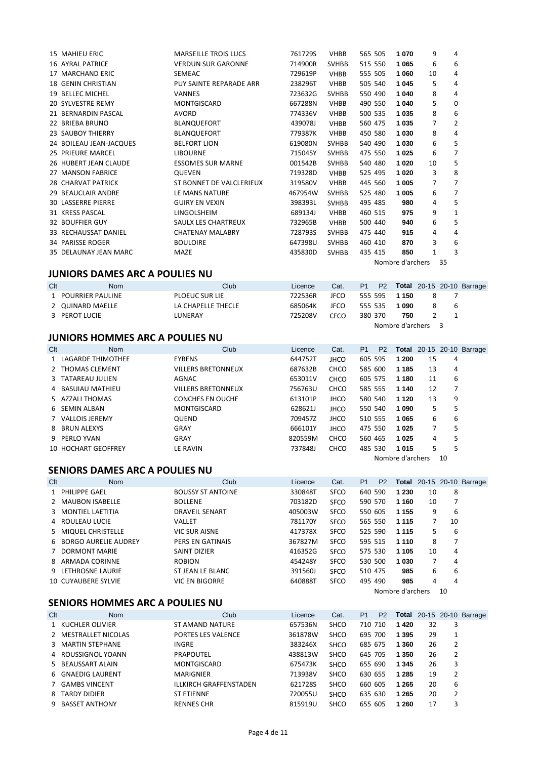| Clt | Nom | Club | Licence | Cat. | P1 | P2 | Total | 20-15 | 20-10 | Barrage |
|---|---|---|---|---|---|---|---|---|---|---|
| 15 | MAHIEU ERIC | MARSEILLE TROIS LUCS | 761729S | VHBB | 565 | 505 | **1 070** | 9 | 4 | |
| 16 | AYRAL PATRICE | VERDUN SUR GARONNE | 714900R | SVHBB | 515 | 550 | **1 065** | 6 | 6 | |
| 17 | MARCHAND ERIC | SEMEAC | 729619P | VHBB | 555 | 505 | **1 060** | 10 | 4 | |
| 18 | GENIN CHRISTIAN | PUY SAINTE REPARADE ARR | 238296T | VHBB | 505 | 540 | **1 045** | 5 | 4 | |
| 19 | BELLEC MICHEL | VANNES | 723632G | SVHBB | 550 | 490 | **1 040** | 8 | 4 | |
| 20 | SYLVESTRE REMY | MONTGISCARD | 667288N | VHBB | 490 | 550 | **1 040** | 5 | 0 | |
| 21 | BERNARDIN PASCAL | AVORD | 774336V | VHBB | 500 | 535 | **1 035** | 8 | 6 | |
| 22 | BRIEBA BRUNO | BLANQUEFORT | 439078J | VHBB | 560 | 475 | **1 035** | 7 | 2 | |
| 23 | SAUBOY THIERRY | BLANQUEFORT | 779387K | VHBB | 450 | 580 | **1 030** | 8 | 4 | |
| 24 | BOILEAU JEAN-JACQUES | BELFORT LION | 619080N | SVHBB | 540 | 490 | **1 030** | 6 | 5 | |
| 25 | PRIEURE MARCEL | LIBOURNE | 715045Y | SVHBB | 475 | 550 | **1 025** | 6 | 7 | |
| 26 | HUBERT JEAN CLAUDE | ESSOMES SUR MARNE | 001542B | SVHBB | 540 | 480 | **1 020** | 10 | 5 | |
| 27 | MANSON FABRICE | QUEVEN | 719328D | VHBB | 525 | 495 | **1 020** | 3 | 8 | |
| 28 | CHARVAT PATRICK | ST BONNET DE VALCLERIEUX | 319580V | VHBB | 445 | 560 | **1 005** | 7 | 7 | |
| 29 | BEAUCLAIR ANDRE | LE MANS NATURE | 467954W | SVHBB | 525 | 480 | **1 005** | 6 | 7 | |
| 30 | LASSERRE PIERRE | GUIRY EN VEXIN | 398393L | SVHBB | 495 | 485 | **980** | 4 | 5 | |
| 31 | KRESS PASCAL | LINGOLSHEIM | 689134J | VHBB | 460 | 515 | **975** | 9 | 1 | |
| 32 | BOUFFIER GUY | SAULX LES CHARTREUX | 732965B | VHBB | 500 | 440 | **940** | 6 | 5 | |
| 33 | RECHAUSSAT DANIEL | CHATENAY MALABRY | 728793S | SVHBB | 475 | 440 | **915** | 4 | 4 | |
| 34 | PARISSE ROGER | BOULOIRE | 647398U | SVHBB | 460 | 410 | **870** | 3 | 6 | |
| 35 | DELAUNAY JEAN MARC | MAZE | 435830D | SVHBB | 435 | 415 | **850** | 1 | 3 | |

Nombre d'archers 35

## JUNIORS DAMES ARC A POULIES NU

| Clt | Nom | Club | Licence | Cat. | P1 | P2 | Total | 20-15 | 20-10 | Barrage |
|---|---|---|---|---|---|---|---|---|---|---|
| 1 | POURRIER PAULINE | PLOEUC SUR LIE | 722536R | JFCO | 555 | 595 | **1 150** | 8 | 7 | |
| 2 | QUINARD MAELLE | LA CHAPELLE THECLE | 685064K | JFCO | 555 | 535 | **1 090** | 8 | 6 | |
| 3 | PEROT LUCIE | LUNERAY | 725208V | CFCO | 380 | 370 | **750** | 2 | 1 | |

Nombre d'archers 3

## JUNIORS HOMMES ARC A POULIES NU

| Clt | Nom | Club | Licence | Cat. | P1 | P2 | Total | 20-15 | 20-10 | Barrage |
|---|---|---|---|---|---|---|---|---|---|---|
| 1 | LAGARDE THIMOTHEE | EYBENS | 644752T | JHCO | 605 | 595 | **1 200** | 15 | 4 | |
| 2 | THOMAS CLEMENT | VILLERS BRETONNEUX | 687632B | CHCO | 585 | 600 | **1 185** | 13 | 4 | |
| 3 | TATAREAU JULIEN | AGNAC | 653011V | CHCO | 605 | 575 | **1 180** | 11 | 6 | |
| 4 | BASUIAU MATHIEU | VILLERS BRETONNEUX | 756763U | CHCO | 585 | 555 | **1 140** | 12 | 7 | |
| 5 | AZZALI THOMAS | CONCHES EN OUCHE | 613101P | JHCO | 580 | 540 | **1 120** | 13 | 9 | |
| 6 | SEMIN ALBAN | MONTGISCARD | 628621J | JHCO | 550 | 540 | **1 090** | 5 | 5 | |
| 7 | VALLOIS JEREMY | QUEND | 709457Z | JHCO | 510 | 555 | **1 065** | 6 | 6 | |
| 8 | BRUN ALEXYS | GRAY | 666101Y | JHCO | 475 | 550 | **1 025** | 7 | 5 | |
| 9 | PERLO YVAN | GRAY | 820559M | CHCO | 560 | 465 | **1 025** | 4 | 5 | |
| 10 | HOCHART GEOFFREY | LE RAVIN | 737848J | CHCO | 485 | 530 | **1 015** | 5 | 5 | |

Nombre d'archers 10

## SENIORS DAMES ARC A POULIES NU

| Clt | Nom | Club | Licence | Cat. | P1 | P2 | Total | 20-15 | 20-10 | Barrage |
|---|---|---|---|---|---|---|---|---|---|---|
| 1 | PHILIPPE GAEL | BOUSSY ST ANTOINE | 330848T | SFCO | 640 | 590 | **1 230** | 10 | 8 | |
| 2 | MAUBON ISABELLE | BOLLENE | 703182D | SFCO | 590 | 570 | **1 160** | 10 | 7 | |
| 3 | MONTIEL LAETITIA | DRAVEIL SENART | 405003W | SFCO | 550 | 605 | **1 155** | 9 | 6 | |
| 4 | ROULEAU LUCIE | VALLET | 781170Y | SFCO | 565 | 550 | **1 115** | 7 | 10 | |
| 5 | MIQUEL CHRISTELLE | VIC SUR AISNE | 417378X | SFCO | 525 | 590 | **1 115** | 5 | 6 | |
| 6 | BORGO AURELIE AUDREY | PERS EN GATINAIS | 367827M | SFCO | 595 | 515 | **1 110** | 8 | 7 | |
| 7 | DORMONT MARIE | SAINT DIZIER | 416352G | SFCO | 575 | 530 | **1 105** | 10 | 4 | |
| 8 | ARMADA CORINNE | ROBION | 454248Y | SFCO | 530 | 500 | **1 030** | 7 | 4 | |
| 9 | LETHROSNE LAURIE | ST JEAN LE BLANC | 391560J | SFCO | 510 | 475 | **985** | 6 | 6 | |
| 10 | CUYAUBERE SYLVIE | VIC EN BIGORRE | 640888T | SFCO | 495 | 490 | **985** | 4 | 4 | |

Nombre d'archers 10

## SENIORS HOMMES ARC A POULIES NU

| Clt | Nom | Club | Licence | Cat. | P1 | P2 | Total | 20-15 | 20-10 | Barrage |
|---|---|---|---|---|---|---|---|---|---|---|
| 1 | KUCHLER OLIVIER | ST AMAND NATURE | 657536N | SHCO | 710 | 710 | **1 420** | 32 | 3 | |
| 2 | MESTRALLET NICOLAS | PORTES LES VALENCE | 361878W | SHCO | 695 | 700 | **1 395** | 29 | 1 | |
| 3 | MARTIN STEPHANE | INGRE | 383246X | SHCO | 685 | 675 | **1 360** | 26 | 2 | |
| 4 | ROUSSIGNOL YOANN | PRAPOUTEL | 438813W | SHCO | 645 | 705 | **1 350** | 26 | 2 | |
| 5 | BEAUSSART ALAIN | MONTGISCARD | 675473K | SHCO | 655 | 690 | **1 345** | 26 | 3 | |
| 6 | GNAEDIG LAURENT | MARIGNIER | 713938V | SHCO | 630 | 655 | **1 285** | 19 | 2 | |
| 7 | GAMBS VINCENT | ILLKIRCH GRAFFENSTADEN | 621728S | SHCO | 660 | 605 | **1 265** | 20 | 6 | |
| 8 | TARDY DIDIER | ST ETIENNE | 720055U | SHCO | 635 | 630 | **1 265** | 20 | 2 | |
| 9 | BASSET ANTHONY | RENNES CHR | 815919U | SHCO | 655 | 605 | **1 260** | 17 | 3 | |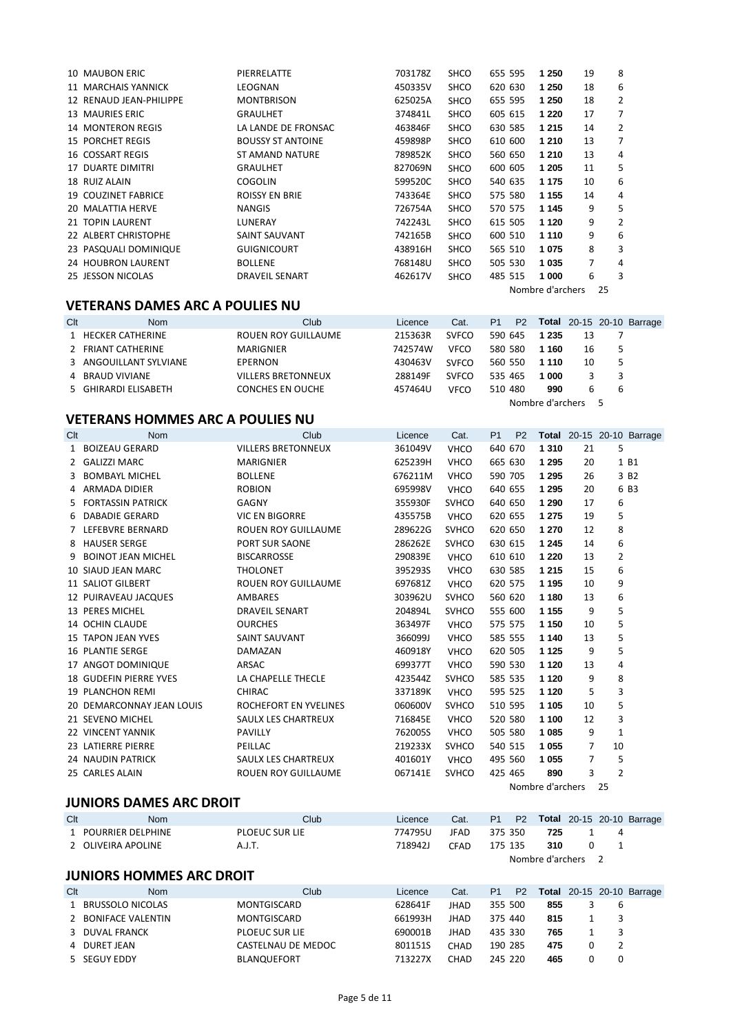| Clt | Nom | Club | Licence | Cat. | P1 | P2 | Total | 20-15 | 20-10 | Barrage |
|---|---|---|---|---|---|---|---|---|---|---|
| 10 | MAUBON ERIC | PIERRELATTE | 703178Z | SHCO | 655 | 595 | **1 250** | 19 | 8 | |
| 11 | MARCHAIS YANNICK | LEOGNAN | 450335V | SHCO | 620 | 630 | **1 250** | 18 | 6 | |
| 12 | RENAUD JEAN-PHILIPPE | MONTBRISON | 625025A | SHCO | 655 | 595 | **1 250** | 18 | 2 | |
| 13 | MAURIES ERIC | GRAULHET | 374841L | SHCO | 605 | 615 | **1 220** | 17 | 7 | |
| 14 | MONTERON REGIS | LA LANDE DE FRONSAC | 463846F | SHCO | 630 | 585 | **1 215** | 14 | 2 | |
| 15 | PORCHET REGIS | BOUSSY ST ANTOINE | 459898P | SHCO | 610 | 600 | **1 210** | 13 | 7 | |
| 16 | COSSART REGIS | ST AMAND NATURE | 789852K | SHCO | 560 | 650 | **1 210** | 13 | 4 | |
| 17 | DUARTE DIMITRI | GRAULHET | 827069N | SHCO | 600 | 605 | **1 205** | 11 | 5 | |
| 18 | RUIZ ALAIN | COGOLIN | 599520C | SHCO | 540 | 635 | **1 175** | 10 | 6 | |
| 19 | COUZINET FABRICE | ROISSY EN BRIE | 743364E | SHCO | 575 | 580 | **1 155** | 14 | 4 | |
| 20 | MALATTIA HERVE | NANGIS | 726754A | SHCO | 570 | 575 | **1 145** | 9 | 5 | |
| 21 | TOPIN LAURENT | LUNERAY | 742243L | SHCO | 615 | 505 | **1 120** | 9 | 2 | |
| 22 | ALBERT CHRISTOPHE | SAINT SAUVANT | 742165B | SHCO | 600 | 510 | **1 110** | 9 | 6 | |
| 23 | PASQUALI DOMINIQUE | GUIGNICOURT | 438916H | SHCO | 565 | 510 | **1 075** | 8 | 3 | |
| 24 | HOUBRON LAURENT | BOLLENE | 768148U | SHCO | 505 | 530 | **1 035** | 7 | 4 | |
| 25 | JESSON NICOLAS | DRAVEIL SENART | 462617V | SHCO | 485 | 515 | **1 000** | 6 | 3 | |

Nombre d'archers 25

## VETERANS DAMES ARC A POULIES NU

| Clt | Nom | Club | Licence | Cat. | P1 | P2 | Total | 20-15 | 20-10 | Barrage |
|---|---|---|---|---|---|---|---|---|---|---|
| 1 | HECKER CATHERINE | ROUEN ROY GUILLAUME | 215363R | SVFCO | 590 | 645 | **1 235** | 13 | 7 | |
| 2 | FRIANT CATHERINE | MARIGNIER | 742574W | VFCO | 580 | 580 | **1 160** | 16 | 5 | |
| 3 | ANGOUILLANT SYLVIANE | EPERNON | 430463V | SVFCO | 560 | 550 | **1 110** | 10 | 5 | |
| 4 | BRAUD VIVIANE | VILLERS BRETONNEUX | 288149F | SVFCO | 535 | 465 | **1 000** | 3 | 3 | |
| 5 | GHIRARDI ELISABETH | CONCHES EN OUCHE | 457464U | VFCO | 510 | 480 | **990** | 6 | 6 | |

Nombre d'archers 5

## VETERANS HOMMES ARC A POULIES NU

| Clt | Nom | Club | Licence | Cat. | P1 | P2 | Total | 20-15 | 20-10 | Barrage |
|---|---|---|---|---|---|---|---|---|---|---|
| 1 | BOIZEAU GERARD | VILLERS BRETONNEUX | 361049V | VHCO | 640 | 670 | **1 310** | 21 | 5 | |
| 2 | GALIZZI MARC | MARIGNIER | 625239H | VHCO | 665 | 630 | **1 295** | 20 | 1 | B1 |
| 3 | BOMBAYL MICHEL | BOLLENE | 676211M | VHCO | 590 | 705 | **1 295** | 26 | 3 | B2 |
| 4 | ARMADA DIDIER | ROBION | 695998V | VHCO | 640 | 655 | **1 295** | 20 | 6 | B3 |
| 5 | FORTASSIN PATRICK | GAGNY | 355930F | SVHCO | 640 | 650 | **1 290** | 17 | 6 | |
| 6 | DABADIE GERARD | VIC EN BIGORRE | 435575B | VHCO | 620 | 655 | **1 275** | 19 | 5 | |
| 7 | LEFEBVRE BERNARD | ROUEN ROY GUILLAUME | 289622G | SVHCO | 620 | 650 | **1 270** | 12 | 8 | |
| 8 | HAUSER SERGE | PORT SUR SAONE | 286262E | SVHCO | 630 | 615 | **1 245** | 14 | 6 | |
| 9 | BOINOT JEAN MICHEL | BISCARROSSE | 290839E | VHCO | 610 | 610 | **1 220** | 13 | 2 | |
| 10 | SIAUD JEAN MARC | THOLONET | 395293S | VHCO | 630 | 585 | **1 215** | 15 | 6 | |
| 11 | SALIOT GILBERT | ROUEN ROY GUILLAUME | 697681Z | VHCO | 620 | 575 | **1 195** | 10 | 9 | |
| 12 | PUIRAVEAU JACQUES | AMBARES | 303962U | SVHCO | 560 | 620 | **1 180** | 13 | 6 | |
| 13 | PERES MICHEL | DRAVEIL SENART | 204894L | SVHCO | 555 | 600 | **1 155** | 9 | 5 | |
| 14 | OCHIN CLAUDE | OURCHES | 363497F | VHCO | 575 | 575 | **1 150** | 10 | 5 | |
| 15 | TAPON JEAN YVES | SAINT SAUVANT | 366099J | VHCO | 585 | 555 | **1 140** | 13 | 5 | |
| 16 | PLANTIE SERGE | DAMAZAN | 460918Y | VHCO | 620 | 505 | **1 125** | 9 | 5 | |
| 17 | ANGOT DOMINIQUE | ARSAC | 699377T | VHCO | 590 | 530 | **1 120** | 13 | 4 | |
| 18 | GUDEFIN PIERRE YVES | LA CHAPELLE THECLE | 423544Z | SVHCO | 585 | 535 | **1 120** | 9 | 8 | |
| 19 | PLANCHON REMI | CHIRAC | 337189K | VHCO | 595 | 525 | **1 120** | 5 | 3 | |
| 20 | DEMARCONNAY JEAN LOUIS | ROCHEFORT EN YVELINES | 060600V | SVHCO | 510 | 595 | **1 105** | 10 | 5 | |
| 21 | SEVENO MICHEL | SAULX LES CHARTREUX | 716845E | VHCO | 520 | 580 | **1 100** | 12 | 3 | |
| 22 | VINCENT YANNIK | PAVILLY | 762005S | VHCO | 505 | 580 | **1 085** | 9 | 1 | |
| 23 | LATIERRE PIERRE | PEILLAC | 219233X | SVHCO | 540 | 515 | **1 055** | 7 | 10 | |
| 24 | NAUDIN PATRICK | SAULX LES CHARTREUX | 401601Y | VHCO | 495 | 560 | **1 055** | 7 | 5 | |
| 25 | CARLES ALAIN | ROUEN ROY GUILLAUME | 067141E | SVHCO | 425 | 465 | **890** | 3 | 2 | |

Nombre d'archers 25

## JUNIORS DAMES ARC DROIT

| Clt | Nom | Club | Licence | Cat. | P1 | P2 | Total | 20-15 | 20-10 | Barrage |
|---|---|---|---|---|---|---|---|---|---|---|
| 1 | POURRIER DELPHINE | PLOEUC SUR LIE | 774795U | JFAD | 375 | 350 | **725** | 1 | 4 | |
| 2 | OLIVEIRA APOLINE | A.J.T. | 718942J | CFAD | 175 | 135 | **310** | 0 | 1 | |

Nombre d'archers 2

## JUNIORS HOMMES ARC DROIT

| Clt | Nom | Club | Licence | Cat. | P1 | P2 | Total | 20-15 | 20-10 | Barrage |
|---|---|---|---|---|---|---|---|---|---|---|
| 1 | BRUSSOLO NICOLAS | MONTGISCARD | 628641F | JHAD | 355 | 500 | **855** | 3 | 6 | |
| 2 | BONIFACE VALENTIN | MONTGISCARD | 661993H | JHAD | 375 | 440 | **815** | 1 | 3 | |
| 3 | DUVAL FRANCK | PLOEUC SUR LIE | 690001B | JHAD | 435 | 330 | **765** | 1 | 3 | |
| 4 | DURET JEAN | CASTELNAU DE MEDOC | 801151S | CHAD | 190 | 285 | **475** | 0 | 2 | |
| 5 | SEGUY EDDY | BLANQUEFORT | 713227X | CHAD | 245 | 220 | **465** | 0 | 0 | |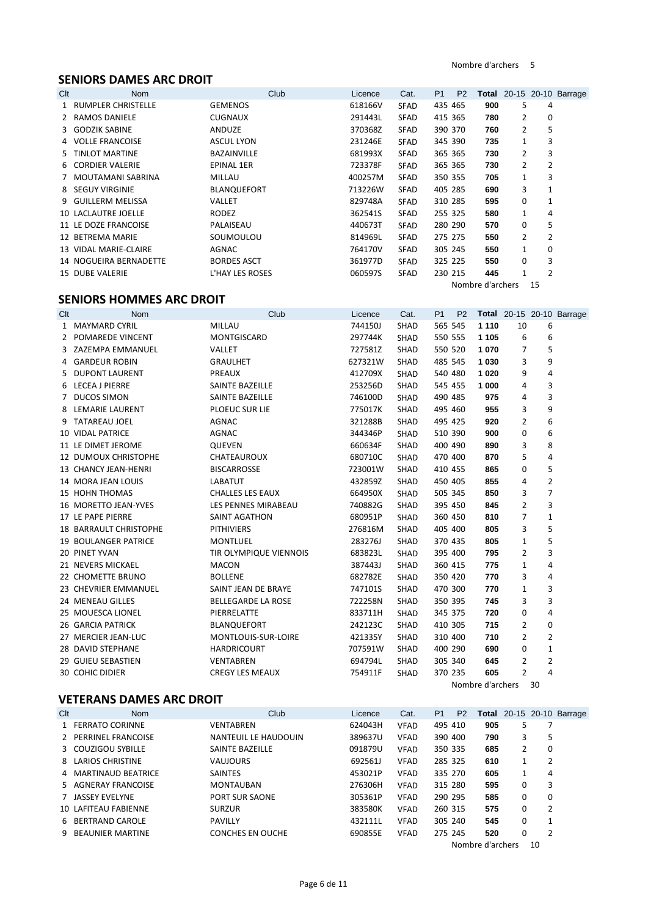Nombre d'archers 5

## SENIORS DAMES ARC DROIT

| Clt | Nom | Club | Licence | Cat. | P1 | P2 | Total | 20-15 | 20-10 | Barrage |
|---|---|---|---|---|---|---|---|---|---|---|
| 1 | RUMPLER CHRISTELLE | GEMENOS | 618166V | SFAD | 435 | 465 | 900 | 5 | 4 | |
| 2 | RAMOS DANIELE | CUGNAUX | 291443L | SFAD | 415 | 365 | 780 | 2 | 0 | |
| 3 | GODZIK SABINE | ANDUZE | 370368Z | SFAD | 390 | 370 | 760 | 2 | 5 | |
| 4 | VOLLE FRANCOISE | ASCUL LYON | 231246E | SFAD | 345 | 390 | 735 | 1 | 3 | |
| 5 | TINLOT MARTINE | BAZAINVILLE | 681993X | SFAD | 365 | 365 | 730 | 2 | 3 | |
| 6 | CORDIER VALERIE | EPINAL 1ER | 723378F | SFAD | 365 | 365 | 730 | 2 | 2 | |
| 7 | MOUTAMANI SABRINA | MILLAU | 400257M | SFAD | 350 | 355 | 705 | 1 | 3 | |
| 8 | SEGUY VIRGINIE | BLANQUEFORT | 713226W | SFAD | 405 | 285 | 690 | 3 | 1 | |
| 9 | GUILLERM MELISSA | VALLET | 829748A | SFAD | 310 | 285 | 595 | 0 | 1 | |
| 10 | LACLAUTRE JOELLE | RODEZ | 362541S | SFAD | 255 | 325 | 580 | 1 | 4 | |
| 11 | LE DOZE FRANCOISE | PALAISEAU | 440673T | SFAD | 280 | 290 | 570 | 0 | 5 | |
| 12 | BETREMA MARIE | SOUMOULOU | 814969L | SFAD | 275 | 275 | 550 | 2 | 2 | |
| 13 | VIDAL MARIE-CLAIRE | AGNAC | 764170V | SFAD | 305 | 245 | 550 | 1 | 0 | |
| 14 | NOGUEIRA BERNADETTE | BORDES ASCT | 361977D | SFAD | 325 | 225 | 550 | 0 | 3 | |
| 15 | DUBE VALERIE | L'HAY LES ROSES | 060597S | SFAD | 230 | 215 | 445 | 1 | 2 | |

Nombre d'archers 15

## SENIORS HOMMES ARC DROIT

| Clt | Nom | Club | Licence | Cat. | P1 | P2 | Total | 20-15 | 20-10 | Barrage |
|---|---|---|---|---|---|---|---|---|---|---|
| 1 | MAYMARD CYRIL | MILLAU | 744150J | SHAD | 565 | 545 | 1 110 | 10 | 6 | |
| 2 | POMAREDE VINCENT | MONTGISCARD | 297744K | SHAD | 550 | 555 | 1 105 | 6 | 6 | |
| 3 | ZAZEMPA EMMANUEL | VALLET | 727581Z | SHAD | 550 | 520 | 1 070 | 7 | 5 | |
| 4 | GARDEUR ROBIN | GRAULHET | 627321W | SHAD | 485 | 545 | 1 030 | 3 | 9 | |
| 5 | DUPONT LAURENT | PREAUX | 412709X | SHAD | 540 | 480 | 1 020 | 9 | 4 | |
| 6 | LECEA J PIERRE | SAINTE BAZEILLE | 253256D | SHAD | 545 | 455 | 1 000 | 4 | 3 | |
| 7 | DUCOS SIMON | SAINTE BAZEILLE | 746100D | SHAD | 490 | 485 | 975 | 4 | 3 | |
| 8 | LEMARIE LAURENT | PLOEUC SUR LIE | 775017K | SHAD | 495 | 460 | 955 | 3 | 9 | |
| 9 | TATAREAU JOEL | AGNAC | 321288B | SHAD | 495 | 425 | 920 | 2 | 6 | |
| 10 | VIDAL PATRICE | AGNAC | 344346P | SHAD | 510 | 390 | 900 | 0 | 6 | |
| 11 | LE DIMET JEROME | QUEVEN | 660634F | SHAD | 400 | 490 | 890 | 3 | 8 | |
| 12 | DUMOUX CHRISTOPHE | CHATEAUROUX | 680710C | SHAD | 470 | 400 | 870 | 5 | 4 | |
| 13 | CHANCY JEAN-HENRI | BISCARROSSE | 723001W | SHAD | 410 | 455 | 865 | 0 | 5 | |
| 14 | MORA JEAN LOUIS | LABATUT | 432859Z | SHAD | 450 | 405 | 855 | 4 | 2 | |
| 15 | HOHN THOMAS | CHALLES LES EAUX | 664950X | SHAD | 505 | 345 | 850 | 3 | 7 | |
| 16 | MORETTO JEAN-YVES | LES PENNES MIRABEAU | 740882G | SHAD | 395 | 450 | 845 | 2 | 3 | |
| 17 | LE PAPE PIERRE | SAINT AGATHON | 680951P | SHAD | 360 | 450 | 810 | 7 | 1 | |
| 18 | BARRAULT CHRISTOPHE | PITHIVIERS | 276816M | SHAD | 405 | 400 | 805 | 3 | 5 | |
| 19 | BOULANGER PATRICE | MONTLUEL | 283276J | SHAD | 370 | 435 | 805 | 1 | 5 | |
| 20 | PINET YVAN | TIR OLYMPIQUE VIENNOIS | 683823L | SHAD | 395 | 400 | 795 | 2 | 3 | |
| 21 | NEVERS MICKAEL | MACON | 387443J | SHAD | 360 | 415 | 775 | 1 | 4 | |
| 22 | CHOMETTE BRUNO | BOLLENE | 682782E | SHAD | 350 | 420 | 770 | 3 | 4 | |
| 23 | CHEVRIER EMMANUEL | SAINT JEAN DE BRAYE | 747101S | SHAD | 470 | 300 | 770 | 1 | 3 | |
| 24 | MENEAU GILLES | BELLEGARDE LA ROSE | 722258N | SHAD | 350 | 395 | 745 | 3 | 3 | |
| 25 | MOUESCA LIONEL | PIERRELATTE | 833711H | SHAD | 345 | 375 | 720 | 0 | 4 | |
| 26 | GARCIA PATRICK | BLANQUEFORT | 242123C | SHAD | 410 | 305 | 715 | 2 | 0 | |
| 27 | MERCIER JEAN-LUC | MONTLOUIS-SUR-LOIRE | 421335Y | SHAD | 310 | 400 | 710 | 2 | 2 | |
| 28 | DAVID STEPHANE | HARDRICOURT | 707591W | SHAD | 400 | 290 | 690 | 0 | 1 | |
| 29 | GUIEU SEBASTIEN | VENTABREN | 694794L | SHAD | 305 | 340 | 645 | 2 | 2 | |
| 30 | COHIC DIDIER | CREGY LES MEAUX | 754911F | SHAD | 370 | 235 | 605 | 2 | 4 | |

Nombre d'archers 30

## VETERANS DAMES ARC DROIT

| Clt | Nom | Club | Licence | Cat. | P1 | P2 | Total | 20-15 | 20-10 | Barrage |
|---|---|---|---|---|---|---|---|---|---|---|
| 1 | FERRATO CORINNE | VENTABREN | 624043H | VFAD | 495 | 410 | 905 | 5 | 7 | |
| 2 | PERRINEL FRANCOISE | NANTEUIL LE HAUDOUIN | 389637U | VFAD | 390 | 400 | 790 | 3 | 5 | |
| 3 | COUZIGOU SYBILLE | SAINTE BAZEILLE | 091879U | VFAD | 350 | 335 | 685 | 2 | 0 | |
| 8 | LARIOS CHRISTINE | VAUJOURS | 692561J | VFAD | 285 | 325 | 610 | 1 | 2 | |
| 4 | MARTINAUD BEATRICE | SAINTES | 453021P | VFAD | 335 | 270 | 605 | 1 | 4 | |
| 5 | AGNERAY FRANCOISE | MONTAUBAN | 276306H | VFAD | 315 | 280 | 595 | 0 | 3 | |
| 7 | JASSEY EVELYNE | PORT SUR SAONE | 305361P | VFAD | 290 | 295 | 585 | 0 | 0 | |
| 10 | LAFITEAU FABIENNE | SURZUR | 383580K | VFAD | 260 | 315 | 575 | 0 | 2 | |
| 6 | BERTRAND CAROLE | PAVILLY | 432111L | VFAD | 305 | 240 | 545 | 0 | 1 | |
| 9 | BEAUNIER MARTINE | CONCHES EN OUCHE | 690855E | VFAD | 275 | 245 | 520 | 0 | 2 | |

Nombre d'archers 10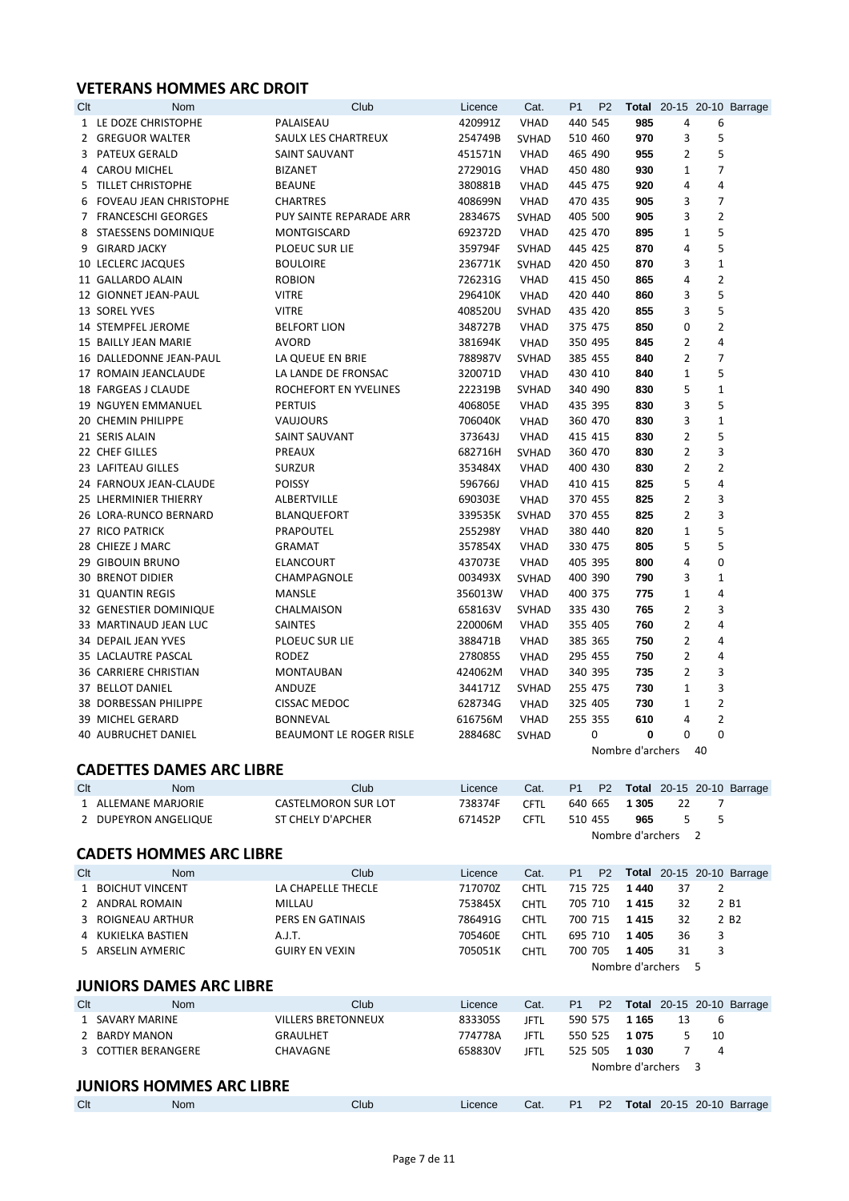## VETERANS HOMMES ARC DROIT

| Clt | Nom | Club | Licence | Cat. | P1 | P2 | Total | 20-15 | 20-10 | Barrage |
|---|---|---|---|---|---|---|---|---|---|---|
| 1 | LE DOZE CHRISTOPHE | PALAISEAU | 420991Z | VHAD | 440 | 545 | **985** | 4 | 6 | |
| 2 | GREGUOR WALTER | SAULX LES CHARTREUX | 254749B | SVHAD | 510 | 460 | **970** | 3 | 5 | |
| 3 | PATEUX GERALD | SAINT SAUVANT | 451571N | VHAD | 465 | 490 | **955** | 2 | 5 | |
| 4 | CAROU MICHEL | BIZANET | 272901G | VHAD | 450 | 480 | **930** | 1 | 7 | |
| 5 | TILLET CHRISTOPHE | BEAUNE | 380881B | VHAD | 445 | 475 | **920** | 4 | 4 | |
| 6 | FOVEAU JEAN CHRISTOPHE | CHARTRES | 408699N | VHAD | 470 | 435 | **905** | 3 | 7 | |
| 7 | FRANCESCHI GEORGES | PUY SAINTE REPARADE ARR | 283467S | SVHAD | 405 | 500 | **905** | 3 | 2 | |
| 8 | STAESSENS DOMINIQUE | MONTGISCARD | 692372D | VHAD | 425 | 470 | **895** | 1 | 5 | |
| 9 | GIRARD JACKY | PLOEUC SUR LIE | 359794F | SVHAD | 445 | 425 | **870** | 4 | 5 | |
| 10 | LECLERC JACQUES | BOULOIRE | 236771K | SVHAD | 420 | 450 | **870** | 3 | 1 | |
| 11 | GALLARDO ALAIN | ROBION | 726231G | VHAD | 415 | 450 | **865** | 4 | 2 | |
| 12 | GIONNET JEAN-PAUL | VITRE | 296410K | VHAD | 420 | 440 | **860** | 3 | 5 | |
| 13 | SOREL YVES | VITRE | 408520U | SVHAD | 435 | 420 | **855** | 3 | 5 | |
| 14 | STEMPFEL JEROME | BELFORT LION | 348727B | VHAD | 375 | 475 | **850** | 0 | 2 | |
| 15 | BAILLY JEAN MARIE | AVORD | 381694K | VHAD | 350 | 495 | **845** | 2 | 4 | |
| 16 | DALLEDONNE JEAN-PAUL | LA QUEUE EN BRIE | 788987V | SVHAD | 385 | 455 | **840** | 2 | 7 | |
| 17 | ROMAIN JEANCLAUDE | LA LANDE DE FRONSAC | 320071D | VHAD | 430 | 410 | **840** | 1 | 5 | |
| 18 | FARGEAS J CLAUDE | ROCHEFORT EN YVELINES | 222319B | SVHAD | 340 | 490 | **830** | 5 | 1 | |
| 19 | NGUYEN EMMANUEL | PERTUIS | 406805E | VHAD | 435 | 395 | **830** | 3 | 5 | |
| 20 | CHEMIN PHILIPPE | VAUJOURS | 706040K | VHAD | 360 | 470 | **830** | 3 | 1 | |
| 21 | SERIS ALAIN | SAINT SAUVANT | 373643J | VHAD | 415 | 415 | **830** | 2 | 5 | |
| 22 | CHEF GILLES | PREAUX | 682716H | SVHAD | 360 | 470 | **830** | 2 | 3 | |
| 23 | LAFITEAU GILLES | SURZUR | 353484X | VHAD | 400 | 430 | **830** | 2 | 2 | |
| 24 | FARNOUX JEAN-CLAUDE | POISSY | 596766J | VHAD | 410 | 415 | **825** | 5 | 4 | |
| 25 | LHERMINIER THIERRY | ALBERTVILLE | 690303E | VHAD | 370 | 455 | **825** | 2 | 3 | |
| 26 | LORA-RUNCO BERNARD | BLANQUEFORT | 339535K | SVHAD | 370 | 455 | **825** | 2 | 3 | |
| 27 | RICO PATRICK | PRAPOUTEL | 255298Y | VHAD | 380 | 440 | **820** | 1 | 5 | |
| 28 | CHIEZE J MARC | GRAMAT | 357854X | VHAD | 330 | 475 | **805** | 5 | 5 | |
| 29 | GIBOUIN BRUNO | ELANCOURT | 437073E | VHAD | 405 | 395 | **800** | 4 | 0 | |
| 30 | BRENOT DIDIER | CHAMPAGNOLE | 003493X | SVHAD | 400 | 390 | **790** | 3 | 1 | |
| 31 | QUANTIN REGIS | MANSLE | 356013W | VHAD | 400 | 375 | **775** | 1 | 4 | |
| 32 | GENESTIER DOMINIQUE | CHALMAISON | 658163V | SVHAD | 335 | 430 | **765** | 2 | 3 | |
| 33 | MARTINAUD JEAN LUC | SAINTES | 220006M | VHAD | 355 | 405 | **760** | 2 | 4 | |
| 34 | DEPAIL JEAN YVES | PLOEUC SUR LIE | 388471B | VHAD | 385 | 365 | **750** | 2 | 4 | |
| 35 | LACLAUTRE PASCAL | RODEZ | 278085S | VHAD | 295 | 455 | **750** | 2 | 4 | |
| 36 | CARRIERE CHRISTIAN | MONTAUBAN | 424062M | VHAD | 340 | 395 | **735** | 2 | 3 | |
| 37 | BELLOT DANIEL | ANDUZE | 344171Z | SVHAD | 255 | 475 | **730** | 1 | 3 | |
| 38 | DORBESSAN PHILIPPE | CISSAC MEDOC | 628734G | VHAD | 325 | 405 | **730** | 1 | 2 | |
| 39 | MICHEL GERARD | BONNEVAL | 616756M | VHAD | 255 | 355 | **610** | 4 | 2 | |
| 40 | AUBRUCHET DANIEL | BEAUMONT LE ROGER RISLE | 288468C | SVHAD | 0 | | **0** | 0 | 0 | |

Nombre d'archers 40

## CADETTES DAMES ARC LIBRE

| Clt | Nom | Club | Licence | Cat. | P1 | P2 | Total | 20-15 | 20-10 | Barrage |
|---|---|---|---|---|---|---|---|---|---|---|
| 1 | ALLEMANE MARJORIE | CASTELMORON SUR LOT | 738374F | CFTL | 640 | 665 | **1 305** | 22 | 7 | |
| 2 | DUPEYRON ANGELIQUE | ST CHELY D'APCHER | 671452P | CFTL | 510 | 455 | **965** | 5 | 5 | |

Nombre d'archers 2

## CADETS HOMMES ARC LIBRE

| Clt | Nom | Club | Licence | Cat. | P1 | P2 | Total | 20-15 | 20-10 | Barrage |
|---|---|---|---|---|---|---|---|---|---|---|
| 1 | BOICHUT VINCENT | LA CHAPELLE THECLE | 717070Z | CHTL | 715 | 725 | **1 440** | 37 | 2 | |
| 2 | ANDRAL ROMAIN | MILLAU | 753845X | CHTL | 705 | 710 | **1 415** | 32 | 2 | B1 |
| 3 | ROIGNEAU ARTHUR | PERS EN GATINAIS | 786491G | CHTL | 700 | 715 | **1 415** | 32 | 2 | B2 |
| 4 | KUKIELKA BASTIEN | A.J.T. | 705460E | CHTL | 695 | 710 | **1 405** | 36 | 3 | |
| 5 | ARSELIN AYMERIC | GUIRY EN VEXIN | 705051K | CHTL | 700 | 705 | **1 405** | 31 | 3 | |

Nombre d'archers 5

## JUNIORS DAMES ARC LIBRE

| Clt | Nom | Club | Licence | Cat. | P1 | P2 | Total | 20-15 | 20-10 | Barrage |
|---|---|---|---|---|---|---|---|---|---|---|
| 1 | SAVARY MARINE | VILLERS BRETONNEUX | 833305S | JFTL | 590 | 575 | **1 165** | 13 | 6 | |
| 2 | BARDY MANON | GRAULHET | 774778A | JFTL | 550 | 525 | **1 075** | 5 | 10 | |
| 3 | COTTIER BERANGERE | CHAVAGNE | 658830V | JFTL | 525 | 505 | **1 030** | 7 | 4 | |

Nombre d'archers 3

## JUNIORS HOMMES ARC LIBRE

| Clt | Nom | Club | Licence | Cat. | P1 | P2 | Total | 20-15 | 20-10 | Barrage |
|---|---|---|---|---|---|---|---|---|---|---|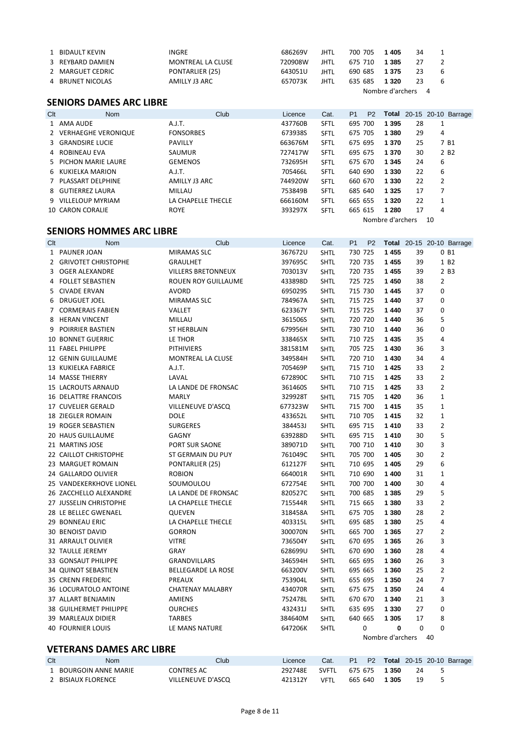| Clt | Nom | Club | Licence | Cat. | P1 | P2 | Total | 20-15 | 20-10 | Barrage |
|---|---|---|---|---|---|---|---|---|---|---|
| 1 | BIDAULT KEVIN | INGRE | 686269V | JHTL | 700 | 705 | **1 405** | 34 | 1 | |
| 3 | REYBARD DAMIEN | MONTREAL LA CLUSE | 720908W | JHTL | 675 | 710 | **1 385** | 27 | 2 | |
| 2 | MARGUET CEDRIC | PONTARLIER (25) | 643051U | JHTL | 690 | 685 | **1 375** | 23 | 6 | |
| 4 | BRUNET NICOLAS | AMILLY J3 ARC | 657073K | JHTL | 635 | 685 | **1 320** | 23 | 6 | |

Nombre d'archers 4

## SENIORS DAMES ARC LIBRE

| Clt | Nom | Club | Licence | Cat. | P1 | P2 | Total | 20-15 | 20-10 | Barrage |
|---|---|---|---|---|---|---|---|---|---|---|
| 1 | AMA AUDE | A.J.T. | 437760B | SFTL | 695 | 700 | **1 395** | 28 | 1 | |
| 2 | VERHAEGHE VERONIQUE | FONSORBES | 673938S | SFTL | 675 | 705 | **1 380** | 29 | 4 | |
| 3 | GRANDSIRE LUCIE | PAVILLY | 663676M | SFTL | 675 | 695 | **1 370** | 25 | 7 | B1 |
| 4 | ROBINEAU EVA | SAUMUR | 727417W | SFTL | 695 | 675 | **1 370** | 30 | 2 | B2 |
| 5 | PICHON MARIE LAURE | GEMENOS | 732695H | SFTL | 675 | 670 | **1 345** | 24 | 6 | |
| 6 | KUKIELKA MARION | A.J.T. | 705466L | SFTL | 640 | 690 | **1 330** | 22 | 6 | |
| 7 | PLASSART DELPHINE | AMILLY J3 ARC | 744920W | SFTL | 660 | 670 | **1 330** | 22 | 2 | |
| 8 | GUTIERREZ LAURA | MILLAU | 753849B | SFTL | 685 | 640 | **1 325** | 17 | 7 | |
| 9 | VILLELOUP MYRIAM | LA CHAPELLE THECLE | 666160M | SFTL | 665 | 655 | **1 320** | 22 | 1 | |
| 10 | CARON CORALIE | ROYE | 393297X | SFTL | 665 | 615 | **1 280** | 17 | 4 | |

Nombre d'archers 10

## SENIORS HOMMES ARC LIBRE

| Clt | Nom | Club | Licence | Cat. | P1 | P2 | Total | 20-15 | 20-10 | Barrage |
|---|---|---|---|---|---|---|---|---|---|---|
| 1 | PAUNER JOAN | MIRAMAS SLC | 367672U | SHTL | 730 | 725 | **1 455** | 39 | 0 | B1 |
| 2 | GRIVOTET CHRISTOPHE | GRAULHET | 397695C | SHTL | 720 | 735 | **1 455** | 39 | 1 | B2 |
| 3 | OGER ALEXANDRE | VILLERS BRETONNEUX | 703013V | SHTL | 720 | 735 | **1 455** | 39 | 2 | B3 |
| 4 | FOLLET SEBASTIEN | ROUEN ROY GUILLAUME | 433898D | SHTL | 725 | 725 | **1 450** | 38 | 2 | |
| 5 | CIVADE ERVAN | AVORD | 695029S | SHTL | 715 | 730 | **1 445** | 37 | 0 | |
| 6 | DRUGUET JOEL | MIRAMAS SLC | 784967A | SHTL | 715 | 725 | **1 440** | 37 | 0 | |
| 7 | CORMERAIS FABIEN | VALLET | 623367Y | SHTL | 715 | 725 | **1 440** | 37 | 0 | |
| 8 | HERAN VINCENT | MILLAU | 361506S | SHTL | 720 | 720 | **1 440** | 36 | 5 | |
| 9 | POIRRIER BASTIEN | ST HERBLAIN | 679956H | SHTL | 730 | 710 | **1 440** | 36 | 0 | |
| 10 | BONNET GUERRIC | LE THOR | 338465X | SHTL | 710 | 725 | **1 435** | 35 | 4 | |
| 11 | FABEL PHILIPPE | PITHIVIERS | 381581M | SHTL | 705 | 725 | **1 430** | 36 | 3 | |
| 12 | GENIN GUILLAUME | MONTREAL LA CLUSE | 349584H | SHTL | 720 | 710 | **1 430** | 34 | 4 | |
| 13 | KUKIELKA FABRICE | A.J.T. | 705469P | SHTL | 715 | 710 | **1 425** | 33 | 2 | |
| 14 | MASSE THIERRY | LAVAL | 672890C | SHTL | 710 | 715 | **1 425** | 33 | 2 | |
| 15 | LACROUTS ARNAUD | LA LANDE DE FRONSAC | 361460S | SHTL | 710 | 715 | **1 425** | 33 | 2 | |
| 16 | DELATTRE FRANCOIS | MARLY | 329928T | SHTL | 715 | 705 | **1 420** | 36 | 1 | |
| 17 | CUVELIER GERALD | VILLENEUVE D'ASCQ | 677323W | SHTL | 715 | 700 | **1 415** | 35 | 1 | |
| 18 | ZIEGLER ROMAIN | DOLE | 433652L | SHTL | 710 | 705 | **1 415** | 32 | 1 | |
| 19 | ROGER SEBASTIEN | SURGERES | 384453J | SHTL | 695 | 715 | **1 410** | 33 | 2 | |
| 20 | HAUS GUILLAUME | GAGNY | 639288D | SHTL | 695 | 715 | **1 410** | 30 | 5 | |
| 21 | MARTINS JOSE | PORT SUR SAONE | 389071D | SHTL | 700 | 710 | **1 410** | 30 | 3 | |
| 22 | CAILLOT CHRISTOPHE | ST GERMAIN DU PUY | 761049C | SHTL | 705 | 700 | **1 405** | 30 | 2 | |
| 23 | MARGUET ROMAIN | PONTARLIER (25) | 612127F | SHTL | 710 | 695 | **1 405** | 29 | 6 | |
| 24 | GALLARDO OLIVIER | ROBION | 664001R | SHTL | 710 | 690 | **1 400** | 31 | 1 | |
| 25 | VANDEKERKHOVE LIONEL | SOUMOULOU | 672754E | SHTL | 700 | 700 | **1 400** | 30 | 4 | |
| 26 | ZACCHELLO ALEXANDRE | LA LANDE DE FRONSAC | 820527C | SHTL | 700 | 685 | **1 385** | 29 | 5 | |
| 27 | JUSSELIN CHRISTOPHE | LA CHAPELLE THECLE | 715544R | SHTL | 715 | 665 | **1 380** | 33 | 2 | |
| 28 | LE BELLEC GWENAEL | QUEVEN | 318458A | SHTL | 675 | 705 | **1 380** | 28 | 2 | |
| 29 | BONNEAU ERIC | LA CHAPELLE THECLE | 403315L | SHTL | 695 | 685 | **1 380** | 25 | 4 | |
| 30 | BENOIST DAVID | GORRON | 300070N | SHTL | 665 | 700 | **1 365** | 27 | 2 | |
| 31 | ARRAULT OLIVIER | VITRE | 736504Y | SHTL | 670 | 695 | **1 365** | 26 | 3 | |
| 32 | TAULLE JEREMY | GRAY | 628699U | SHTL | 670 | 690 | **1 360** | 28 | 4 | |
| 33 | GONSAUT PHILIPPE | GRANDVILLARS | 346594H | SHTL | 665 | 695 | **1 360** | 26 | 3 | |
| 34 | QUINOT SEBASTIEN | BELLEGARDE LA ROSE | 663200V | SHTL | 695 | 665 | **1 360** | 25 | 2 | |
| 35 | CRENN FREDERIC | PREAUX | 753904L | SHTL | 655 | 695 | **1 350** | 24 | 7 | |
| 36 | LOCURATOLO ANTOINE | CHATENAY MALABRY | 434070R | SHTL | 675 | 675 | **1 350** | 24 | 4 | |
| 37 | ALLART BENJAMIN | AMIENS | 752478L | SHTL | 670 | 670 | **1 340** | 21 | 3 | |
| 38 | GUILHERMET PHILIPPE | OURCHES | 432431J | SHTL | 635 | 695 | **1 330** | 27 | 0 | |
| 39 | MARLEAUX DIDIER | TARBES | 384640M | SHTL | 640 | 665 | **1 305** | 17 | 8 | |
| 40 | FOURNIER LOUIS | LE MANS NATURE | 647206K | SHTL | 0 | | **0** | 0 | 0 | |

Nombre d'archers 40

## VETERANS DAMES ARC LIBRE

| Clt | Nom | Club | Licence | Cat. | P1 | P2 | Total | 20-15 | 20-10 | Barrage |
|---|---|---|---|---|---|---|---|---|---|---|
| 1 | BOURGOIN ANNE MARIE | CONTRES AC | 292748E | SVFTL | 675 | 675 | **1 350** | 24 | 5 | |
| 2 | BISIAUX FLORENCE | VILLENEUVE D'ASCQ | 421312Y | VFTL | 665 | 640 | **1 305** | 19 | 5 | |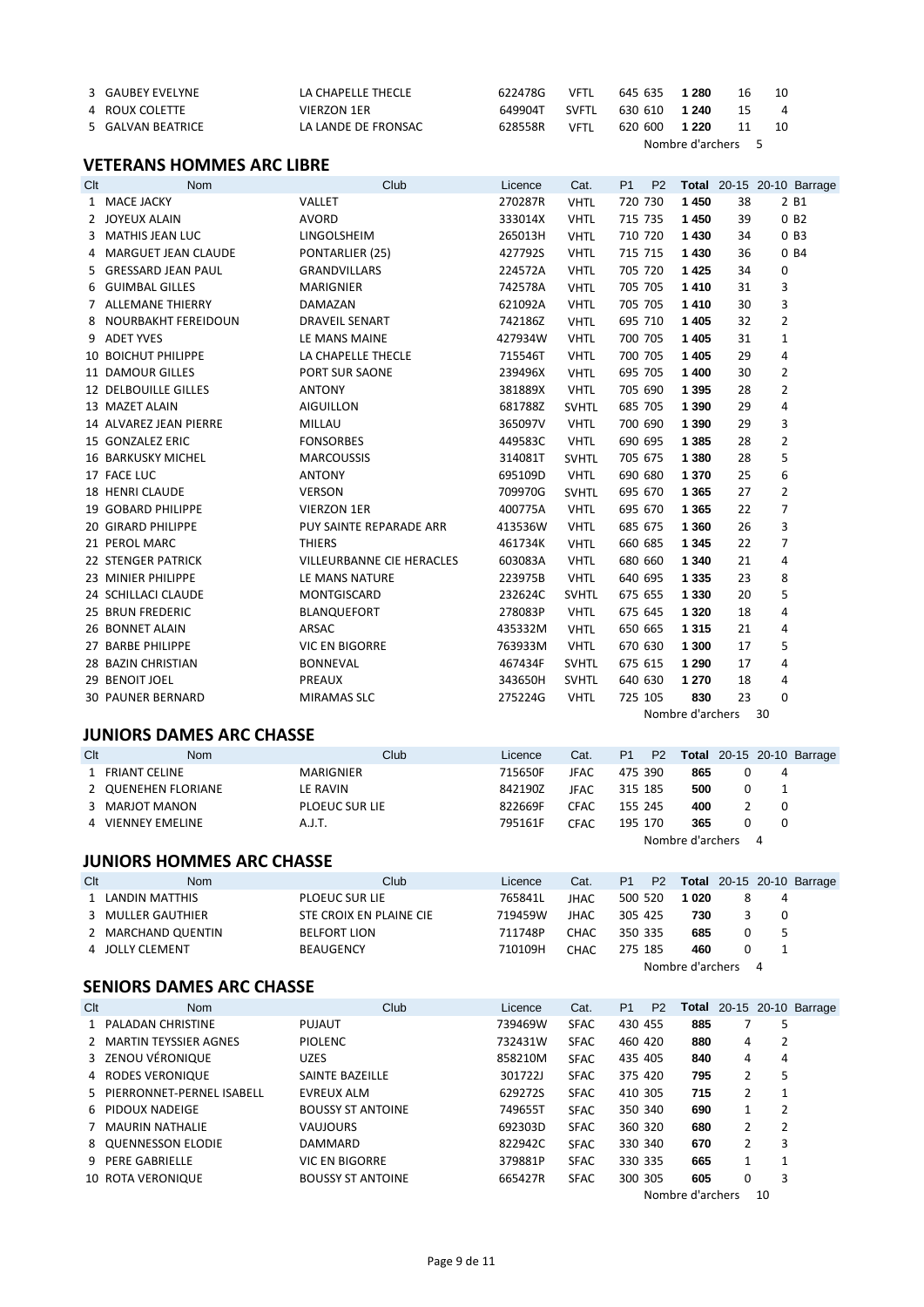| Clt | Nom | Club | Licence | Cat. | P1 | P2 | Total | 20-15 | 20-10 | Barrage |
|---|---|---|---|---|---|---|---|---|---|---|
| 3 | GAUBEY EVELYNE | LA CHAPELLE THECLE | 622478G | VFTL | 645 | 635 | **1 280** | 16 | 10 | |
| 4 | ROUX COLETTE | VIERZON 1ER | 649904T | SVFTL | 630 | 610 | **1 240** | 15 | 4 | |
| 5 | GALVAN BEATRICE | LA LANDE DE FRONSAC | 628558R | VFTL | 620 | 600 | **1 220** | 11 | 10 | |

Nombre d'archers 5

## VETERANS HOMMES ARC LIBRE

| Clt | Nom | Club | Licence | Cat. | P1 | P2 | Total | 20-15 | 20-10 | Barrage |
|---|---|---|---|---|---|---|---|---|---|---|
| 1 | MACE JACKY | VALLET | 270287R | VHTL | 720 | 730 | **1 450** | 38 | 2 | B1 |
| 2 | JOYEUX ALAIN | AVORD | 333014X | VHTL | 715 | 735 | **1 450** | 39 | 0 | B2 |
| 3 | MATHIS JEAN LUC | LINGOLSHEIM | 265013H | VHTL | 710 | 720 | **1 430** | 34 | 0 | B3 |
| 4 | MARGUET JEAN CLAUDE | PONTARLIER (25) | 427792S | VHTL | 715 | 715 | **1 430** | 36 | 0 | B4 |
| 5 | GRESSARD JEAN PAUL | GRANDVILLARS | 224572A | VHTL | 705 | 720 | **1 425** | 34 | 0 | |
| 6 | GUIMBAL GILLES | MARIGNIER | 742578A | VHTL | 705 | 705 | **1 410** | 31 | 3 | |
| 7 | ALLEMANE THIERRY | DAMAZAN | 621092A | VHTL | 705 | 705 | **1 410** | 30 | 3 | |
| 8 | NOURBAKHT FEREIDOUN | DRAVEIL SENART | 742186Z | VHTL | 695 | 710 | **1 405** | 32 | 2 | |
| 9 | ADET YVES | LE MANS MAINE | 427934W | VHTL | 700 | 705 | **1 405** | 31 | 1 | |
| 10 | BOICHUT PHILIPPE | LA CHAPELLE THECLE | 715546T | VHTL | 700 | 705 | **1 405** | 29 | 4 | |
| 11 | DAMOUR GILLES | PORT SUR SAONE | 239496X | VHTL | 695 | 705 | **1 400** | 30 | 2 | |
| 12 | DELBOUILLE GILLES | ANTONY | 381889X | VHTL | 705 | 690 | **1 395** | 28 | 2 | |
| 13 | MAZET ALAIN | AIGUILLON | 681788Z | SVHTL | 685 | 705 | **1 390** | 29 | 4 | |
| 14 | ALVAREZ JEAN PIERRE | MILLAU | 365097V | VHTL | 700 | 690 | **1 390** | 29 | 3 | |
| 15 | GONZALEZ ERIC | FONSORBES | 449583C | VHTL | 690 | 695 | **1 385** | 28 | 2 | |
| 16 | BARKUSKY MICHEL | MARCOUSSIS | 314081T | SVHTL | 705 | 675 | **1 380** | 28 | 5 | |
| 17 | FACE LUC | ANTONY | 695109D | VHTL | 690 | 680 | **1 370** | 25 | 6 | |
| 18 | HENRI CLAUDE | VERSON | 709970G | SVHTL | 695 | 670 | **1 365** | 27 | 2 | |
| 19 | GOBARD PHILIPPE | VIERZON 1ER | 400775A | VHTL | 695 | 670 | **1 365** | 22 | 7 | |
| 20 | GIRARD PHILIPPE | PUY SAINTE REPARADE ARR | 413536W | VHTL | 685 | 675 | **1 360** | 26 | 3 | |
| 21 | PEROL MARC | THIERS | 461734K | VHTL | 660 | 685 | **1 345** | 22 | 7 | |
| 22 | STENGER PATRICK | VILLEURBANNE CIE HERACLES | 603083A | VHTL | 680 | 660 | **1 340** | 21 | 4 | |
| 23 | MINIER PHILIPPE | LE MANS NATURE | 223975B | VHTL | 640 | 695 | **1 335** | 23 | 8 | |
| 24 | SCHILLACI CLAUDE | MONTGISCARD | 232624C | SVHTL | 675 | 655 | **1 330** | 20 | 5 | |
| 25 | BRUN FREDERIC | BLANQUEFORT | 278083P | VHTL | 675 | 645 | **1 320** | 18 | 4 | |
| 26 | BONNET ALAIN | ARSAC | 435332M | VHTL | 650 | 665 | **1 315** | 21 | 4 | |
| 27 | BARBE PHILIPPE | VIC EN BIGORRE | 763933M | VHTL | 670 | 630 | **1 300** | 17 | 5 | |
| 28 | BAZIN CHRISTIAN | BONNEVAL | 467434F | SVHTL | 675 | 615 | **1 290** | 17 | 4 | |
| 29 | BENOIT JOEL | PREAUX | 343650H | SVHTL | 640 | 630 | **1 270** | 18 | 4 | |
| 30 | PAUNER BERNARD | MIRAMAS SLC | 275224G | VHTL | 725 | 105 | **830** | 23 | 0 | |

Nombre d'archers 30

## JUNIORS DAMES ARC CHASSE

| Clt | Nom | Club | Licence | Cat. | P1 | P2 | Total | 20-15 | 20-10 | Barrage |
|---|---|---|---|---|---|---|---|---|---|---|
| 1 | FRIANT CELINE | MARIGNIER | 715650F | JFAC | 475 | 390 | **865** | 0 | 4 | |
| 2 | QUENEHEN FLORIANE | LE RAVIN | 842190Z | JFAC | 315 | 185 | **500** | 0 | 1 | |
| 3 | MARJOT MANON | PLOEUC SUR LIE | 822669F | CFAC | 155 | 245 | **400** | 2 | 0 | |
| 4 | VIENNEY EMELINE | A.J.T. | 795161F | CFAC | 195 | 170 | **365** | 0 | 0 | |

Nombre d'archers 4

## JUNIORS HOMMES ARC CHASSE

| Clt | Nom | Club | Licence | Cat. | P1 | P2 | Total | 20-15 | 20-10 | Barrage |
|---|---|---|---|---|---|---|---|---|---|---|
| 1 | LANDIN MATTHIS | PLOEUC SUR LIE | 765841L | JHAC | 500 | 520 | **1 020** | 8 | 4 | |
| 3 | MULLER GAUTHIER | STE CROIX EN PLAINE CIE | 719459W | JHAC | 305 | 425 | **730** | 3 | 0 | |
| 2 | MARCHAND QUENTIN | BELFORT LION | 711748P | CHAC | 350 | 335 | **685** | 0 | 5 | |
| 4 | JOLLY CLEMENT | BEAUGENCY | 710109H | CHAC | 275 | 185 | **460** | 0 | 1 | |

Nombre d'archers 4

## SENIORS DAMES ARC CHASSE

| Clt | Nom | Club | Licence | Cat. | P1 | P2 | Total | 20-15 | 20-10 | Barrage |
|---|---|---|---|---|---|---|---|---|---|---|
| 1 | PALADAN CHRISTINE | PUJAUT | 739469W | SFAC | 430 | 455 | **885** | 7 | 5 | |
| 2 | MARTIN TEYSSIER AGNES | PIOLENC | 732431W | SFAC | 460 | 420 | **880** | 4 | 2 | |
| 3 | ZENOU VÉRONIQUE | UZES | 858210M | SFAC | 435 | 405 | **840** | 4 | 4 | |
| 4 | RODES VERONIQUE | SAINTE BAZEILLE | 301722J | SFAC | 375 | 420 | **795** | 2 | 5 | |
| 5 | PIERRONNET-PERNEL ISABELL | EVREUX ALM | 629272S | SFAC | 410 | 305 | **715** | 2 | 1 | |
| 6 | PIDOUX NADEIGE | BOUSSY ST ANTOINE | 749655T | SFAC | 350 | 340 | **690** | 1 | 2 | |
| 7 | MAURIN NATHALIE | VAUJOURS | 692303D | SFAC | 360 | 320 | **680** | 2 | 2 | |
| 8 | QUENNESSON ELODIE | DAMMARD | 822942C | SFAC | 330 | 340 | **670** | 2 | 3 | |
| 9 | PERE GABRIELLE | VIC EN BIGORRE | 379881P | SFAC | 330 | 335 | **665** | 1 | 1 | |
| 10 | ROTA VERONIQUE | BOUSSY ST ANTOINE | 665427R | SFAC | 300 | 305 | **605** | 0 | 3 | |

Nombre d'archers 10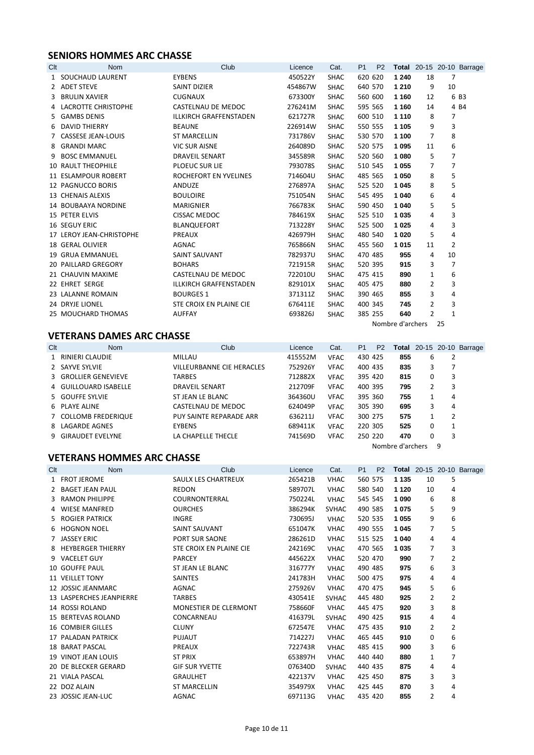## SENIORS HOMMES ARC CHASSE

| Clt | Nom | Club | Licence | Cat. | P1 | P2 | Total | 20-15 | 20-10 | Barrage |
|---|---|---|---|---|---|---|---|---|---|---|
| 1 | SOUCHAUD LAURENT | EYBENS | 450522Y | SHAC | 620 | 620 | 1 240 | 18 | 7 | |
| 2 | ADET STEVE | SAINT DIZIER | 454867W | SHAC | 640 | 570 | 1 210 | 9 | 10 | |
| 3 | BRULIN XAVIER | CUGNAUX | 673300Y | SHAC | 560 | 600 | 1 160 | 12 | 6 | B3 |
| 4 | LACROTTE CHRISTOPHE | CASTELNAU DE MEDOC | 276241M | SHAC | 595 | 565 | 1 160 | 14 | 4 | B4 |
| 5 | GAMBS DENIS | ILLKIRCH GRAFFENSTADEN | 621727R | SHAC | 600 | 510 | 1 110 | 8 | 7 | |
| 6 | DAVID THIERRY | BEAUNE | 226914W | SHAC | 550 | 555 | 1 105 | 9 | 3 | |
| 7 | CASSESE JEAN-LOUIS | ST MARCELLIN | 731786V | SHAC | 530 | 570 | 1 100 | 7 | 8 | |
| 8 | GRANDI MARC | VIC SUR AISNE | 264089D | SHAC | 520 | 575 | 1 095 | 11 | 6 | |
| 9 | BOSC EMMANUEL | DRAVEIL SENART | 345589R | SHAC | 520 | 560 | 1 080 | 5 | 7 | |
| 10 | RAULT THEOPHILE | PLOEUC SUR LIE | 793078S | SHAC | 510 | 545 | 1 055 | 7 | 7 | |
| 11 | ESLAMPOUR ROBERT | ROCHEFORT EN YVELINES | 714604U | SHAC | 485 | 565 | 1 050 | 8 | 5 | |
| 12 | PAGNUCCO BORIS | ANDUZE | 276897A | SHAC | 525 | 520 | 1 045 | 8 | 5 | |
| 13 | CHENAIS ALEXIS | BOULOIRE | 751054N | SHAC | 545 | 495 | 1 040 | 6 | 4 | |
| 14 | BOUBAAYA NORDINE | MARIGNIER | 766783K | SHAC | 590 | 450 | 1 040 | 5 | 5 | |
| 15 | PETER ELVIS | CISSAC MEDOC | 784619X | SHAC | 525 | 510 | 1 035 | 4 | 3 | |
| 16 | SEGUY ERIC | BLANQUEFORT | 713228Y | SHAC | 525 | 500 | 1 025 | 4 | 3 | |
| 17 | LEROY JEAN-CHRISTOPHE | PREAUX | 426979H | SHAC | 480 | 540 | 1 020 | 5 | 4 | |
| 18 | GERAL OLIVIER | AGNAC | 765866N | SHAC | 455 | 560 | 1 015 | 11 | 2 | |
| 19 | GRUA EMMANUEL | SAINT SAUVANT | 782937U | SHAC | 470 | 485 | 955 | 4 | 10 | |
| 20 | PAILLARD GREGORY | BOHARS | 721915R | SHAC | 520 | 395 | 915 | 3 | 7 | |
| 21 | CHAUVIN MAXIME | CASTELNAU DE MEDOC | 722010U | SHAC | 475 | 415 | 890 | 1 | 6 | |
| 22 | EHRET SERGE | ILLKIRCH GRAFFENSTADEN | 829101X | SHAC | 405 | 475 | 880 | 2 | 3 | |
| 23 | LALANNE ROMAIN | BOURGES 1 | 371311Z | SHAC | 390 | 465 | 855 | 3 | 4 | |
| 24 | DRYJE LIONEL | STE CROIX EN PLAINE CIE | 676411E | SHAC | 400 | 345 | 745 | 2 | 3 | |
| 25 | MOUCHARD THOMAS | AUFFAY | 693826J | SHAC | 385 | 255 | 640 | 2 | 1 | |

Nombre d'archers 25

## VETERANS DAMES ARC CHASSE

| Clt | Nom | Club | Licence | Cat. | P1 | P2 | Total | 20-15 | 20-10 | Barrage |
|---|---|---|---|---|---|---|---|---|---|---|
| 1 | RINIERI CLAUDIE | MILLAU | 415552M | VFAC | 430 | 425 | 855 | 6 | 2 | |
| 2 | SAYVE SYLVIE | VILLEURBANNE CIE HERACLES | 752926Y | VFAC | 400 | 435 | 835 | 3 | 7 | |
| 3 | GROLLIER GENEVIEVE | TARBES | 712882X | VFAC | 395 | 420 | 815 | 0 | 3 | |
| 4 | GUILLOUARD ISABELLE | DRAVEIL SENART | 212709F | VFAC | 400 | 395 | 795 | 2 | 3 | |
| 5 | GOUFFE SYLVIE | ST JEAN LE BLANC | 364360U | VFAC | 395 | 360 | 755 | 1 | 4 | |
| 6 | PLAYE ALINE | CASTELNAU DE MEDOC | 624049P | VFAC | 305 | 390 | 695 | 3 | 4 | |
| 7 | COLLOMB FREDERIQUE | PUY SAINTE REPARADE ARR | 636211J | VFAC | 300 | 275 | 575 | 1 | 2 | |
| 8 | LAGARDE AGNES | EYBENS | 689411K | VFAC | 220 | 305 | 525 | 0 | 1 | |
| 9 | GIRAUDET EVELYNE | LA CHAPELLE THECLE | 741569D | VFAC | 250 | 220 | 470 | 0 | 3 | |

Nombre d'archers 9

## VETERANS HOMMES ARC CHASSE

| Clt | Nom | Club | Licence | Cat. | P1 | P2 | Total | 20-15 | 20-10 | Barrage |
|---|---|---|---|---|---|---|---|---|---|---|
| 1 | FROT JEROME | SAULX LES CHARTREUX | 265421B | VHAC | 560 | 575 | 1 135 | 10 | 5 | |
| 2 | BAGET JEAN PAUL | REDON | 589707L | VHAC | 580 | 540 | 1 120 | 10 | 4 | |
| 3 | RAMON PHILIPPE | COURNONTERRAL | 750224L | VHAC | 545 | 545 | 1 090 | 6 | 8 | |
| 4 | WIESE MANFRED | OURCHES | 386294K | SVHAC | 490 | 585 | 1 075 | 5 | 9 | |
| 5 | ROGIER PATRICK | INGRE | 730695J | VHAC | 520 | 535 | 1 055 | 9 | 6 | |
| 6 | HOGNON NOEL | SAINT SAUVANT | 651047K | VHAC | 490 | 555 | 1 045 | 7 | 5 | |
| 7 | JASSEY ERIC | PORT SUR SAONE | 286261D | VHAC | 515 | 525 | 1 040 | 4 | 4 | |
| 8 | HEYBERGER THIERRY | STE CROIX EN PLAINE CIE | 242169C | VHAC | 470 | 565 | 1 035 | 7 | 3 | |
| 9 | VACELET GUY | PARCEY | 445622X | VHAC | 520 | 470 | 990 | 7 | 2 | |
| 10 | GOUFFE PAUL | ST JEAN LE BLANC | 316777Y | VHAC | 490 | 485 | 975 | 6 | 3 | |
| 11 | VEILLET TONY | SAINTES | 241783H | VHAC | 500 | 475 | 975 | 4 | 4 | |
| 12 | JOSSIC JEANMARC | AGNAC | 275926V | VHAC | 470 | 475 | 945 | 5 | 6 | |
| 13 | LASPERCHES JEANPIERRE | TARBES | 430541E | SVHAC | 445 | 480 | 925 | 2 | 2 | |
| 14 | ROSSI ROLAND | MONESTIER DE CLERMONT | 758660F | VHAC | 445 | 475 | 920 | 3 | 8 | |
| 15 | BERTEVAS ROLAND | CONCARNEAU | 416379L | SVHAC | 490 | 425 | 915 | 4 | 4 | |
| 16 | COMBIER GILLES | CLUNY | 672547E | VHAC | 475 | 435 | 910 | 2 | 2 | |
| 17 | PALADAN PATRICK | PUJAUT | 714227J | VHAC | 465 | 445 | 910 | 0 | 6 | |
| 18 | BARAT PASCAL | PREAUX | 722743R | VHAC | 485 | 415 | 900 | 3 | 6 | |
| 19 | VINOT JEAN LOUIS | ST PRIX | 653897H | VHAC | 440 | 440 | 880 | 1 | 7 | |
| 20 | DE BLECKER GERARD | GIF SUR YVETTE | 076340D | SVHAC | 440 | 435 | 875 | 4 | 4 | |
| 21 | VIALA PASCAL | GRAULHET | 422137V | VHAC | 425 | 450 | 875 | 3 | 3 | |
| 22 | DOZ ALAIN | ST MARCELLIN | 354979X | VHAC | 425 | 445 | 870 | 3 | 4 | |
| 23 | JOSSIC JEAN-LUC | AGNAC | 697113G | VHAC | 435 | 420 | 855 | 2 | 4 | |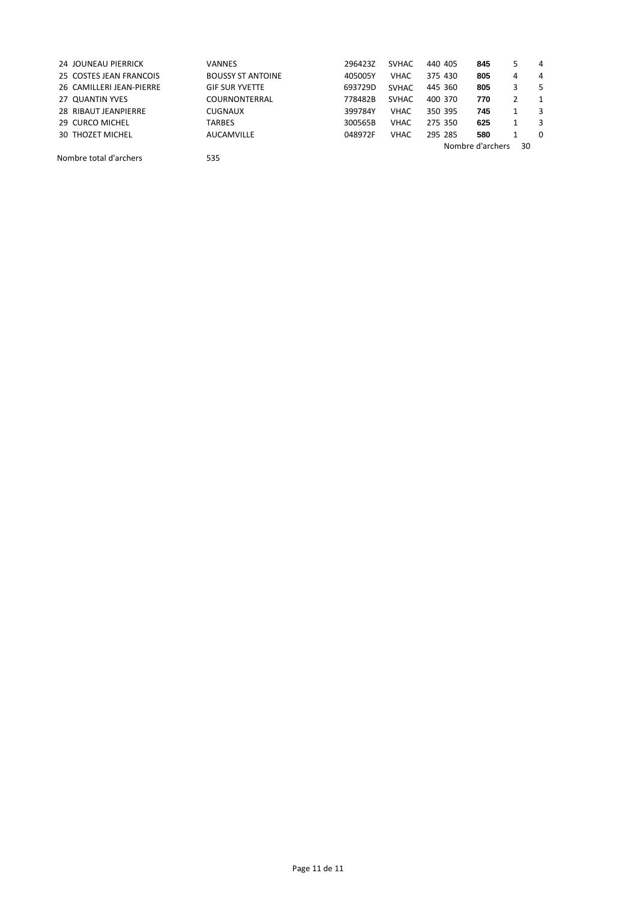| | | | | | | | | | |
|---|---|---|---|---|---|---|---|---|---|
| 24 | JOUNEAU PIERRICK | VANNES | 296423Z | SVHAC | 440 | 405 | **845** | 5 | 4 |
| 25 | COSTES JEAN FRANCOIS | BOUSSY ST ANTOINE | 405005Y | VHAC | 375 | 430 | **805** | 4 | 4 |
| 26 | CAMILLERI JEAN-PIERRE | GIF SUR YVETTE | 693729D | SVHAC | 445 | 360 | **805** | 3 | 5 |
| 27 | QUANTIN YVES | COURNONTERRAL | 778482B | SVHAC | 400 | 370 | **770** | 2 | 1 |
| 28 | RIBAUT JEANPIERRE | CUGNAUX | 399784Y | VHAC | 350 | 395 | **745** | 1 | 3 |
| 29 | CURCO MICHEL | TARBES | 300565B | VHAC | 275 | 350 | **625** | 1 | 3 |
| 30 | THOZET MICHEL | AUCAMVILLE | 048972F | VHAC | 295 | 285 | **580** | 1 | 0 |

Nombre d'archers 30

Nombre total d'archers 535